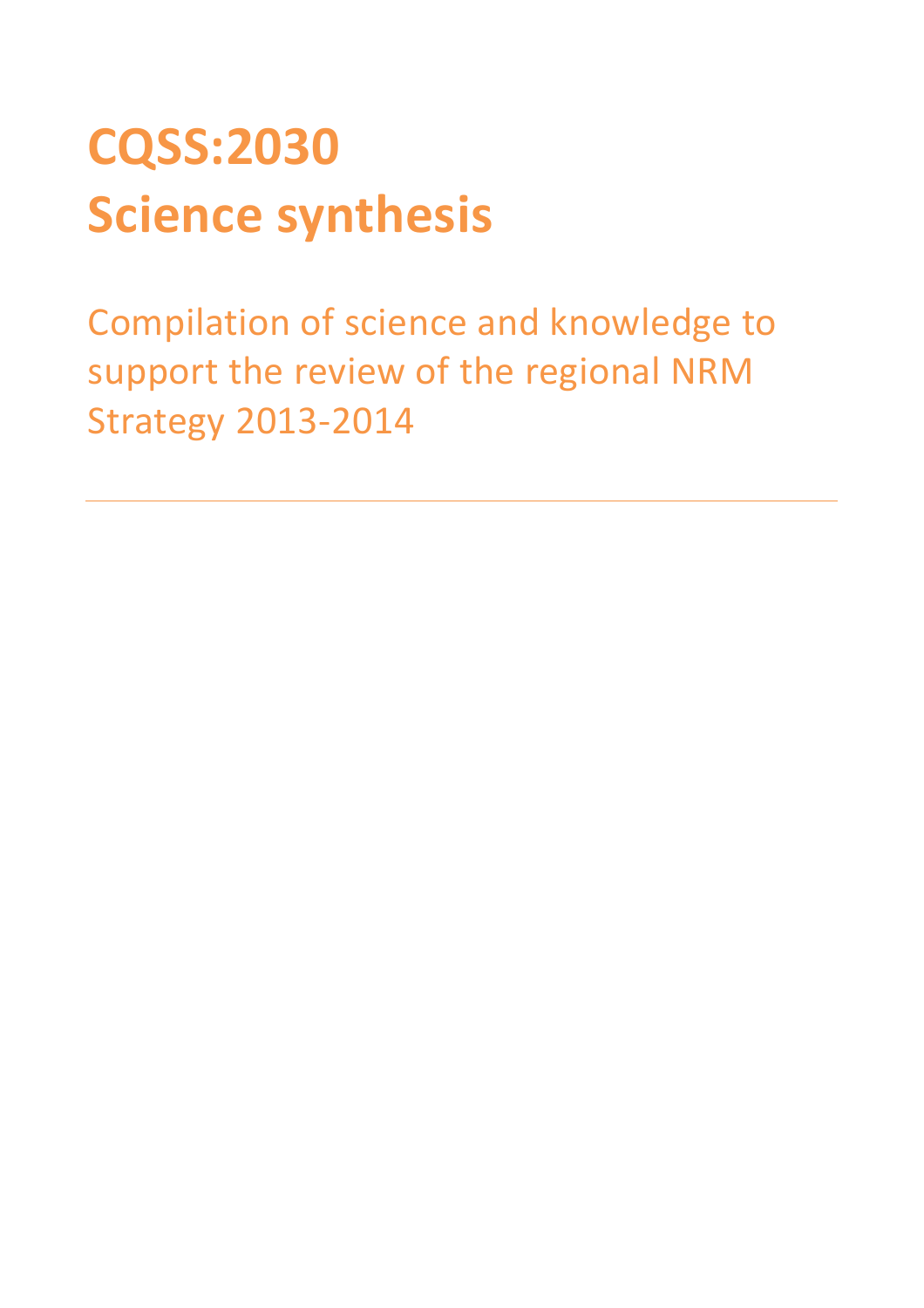# CQSS:2030
# Science synthesis

Compilation of science and knowledge to support the review of the regional NRM Strategy 2013-2014

---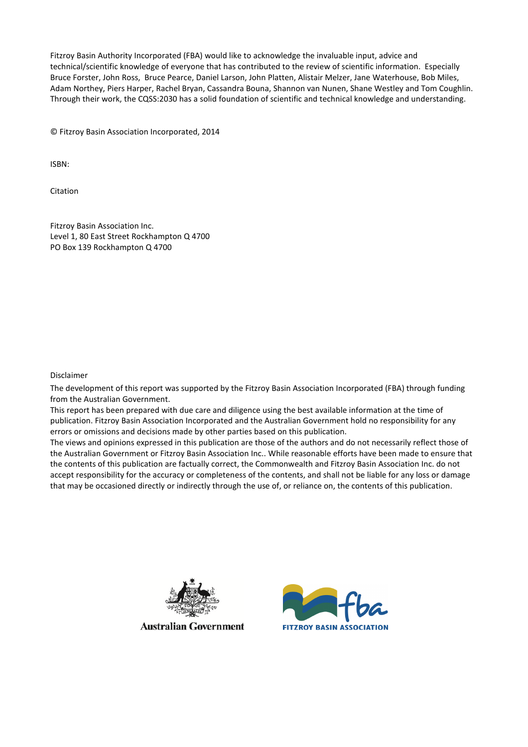Fitzroy Basin Authority Incorporated (FBA) would like to acknowledge the invaluable input, advice and technical/scientific knowledge of everyone that has contributed to the review of scientific information. Especially Bruce Forster, John Ross, Bruce Pearce, Daniel Larson, John Platten, Alistair Melzer, Jane Waterhouse, Bob Miles, Adam Northey, Piers Harper, Rachel Bryan, Cassandra Bouna, Shannon van Nunen, Shane Westley and Tom Coughlin. Through their work, the CQSS:2030 has a solid foundation of scientific and technical knowledge and understanding.

© Fitzroy Basin Association Incorporated, 2014

ISBN:

Citation

Fitzroy Basin Association Inc.
Level 1, 80 East Street Rockhampton Q 4700
PO Box 139 Rockhampton Q 4700

Disclaimer

The development of this report was supported by the Fitzroy Basin Association Incorporated (FBA) through funding from the Australian Government.

This report has been prepared with due care and diligence using the best available information at the time of publication. Fitzroy Basin Association Incorporated and the Australian Government hold no responsibility for any errors or omissions and decisions made by other parties based on this publication.

The views and opinions expressed in this publication are those of the authors and do not necessarily reflect those of the Australian Government or Fitzroy Basin Association Inc.. While reasonable efforts have been made to ensure that the contents of this publication are factually correct, the Commonwealth and Fitzroy Basin Association Inc. do not accept responsibility for the accuracy or completeness of the contents, and shall not be liable for any loss or damage that may be occasioned directly or indirectly through the use of, or reliance on, the contents of this publication.

Australian Government

FITZROY BASIN ASSOCIATION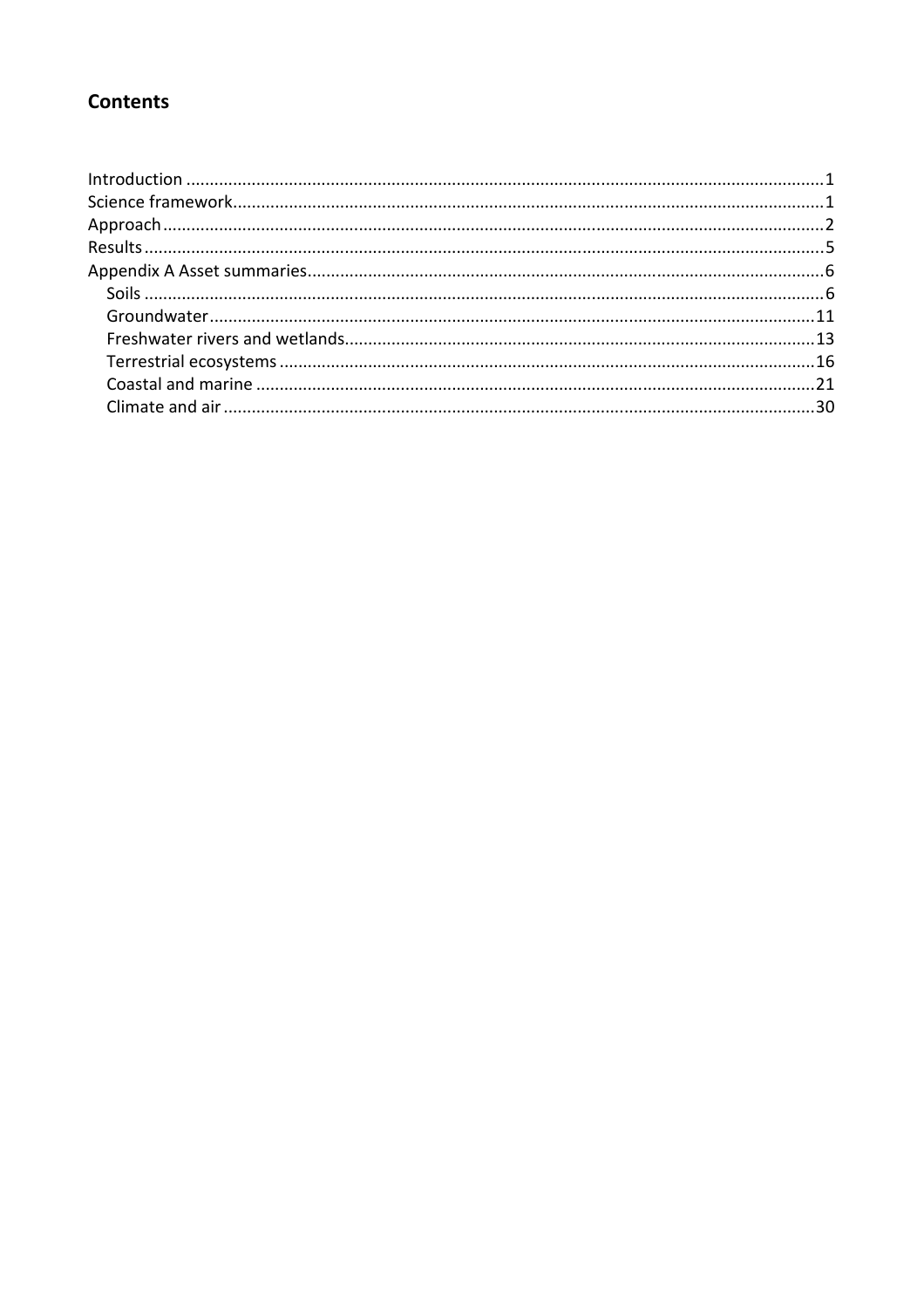## Contents

Introduction ........................................................................................................................................1
Science framework..............................................................................................................................1
Approach.............................................................................................................................................2
Results.................................................................................................................................................5
Appendix A Asset summaries..............................................................................................................6
- Soils .................................................................................................................................................6
- Groundwater..................................................................................................................................11
- Freshwater rivers and wetlands.....................................................................................................13
- Terrestrial ecosystems ..................................................................................................................16
- Coastal and marine .......................................................................................................................21
- Climate and air..............................................................................................................................30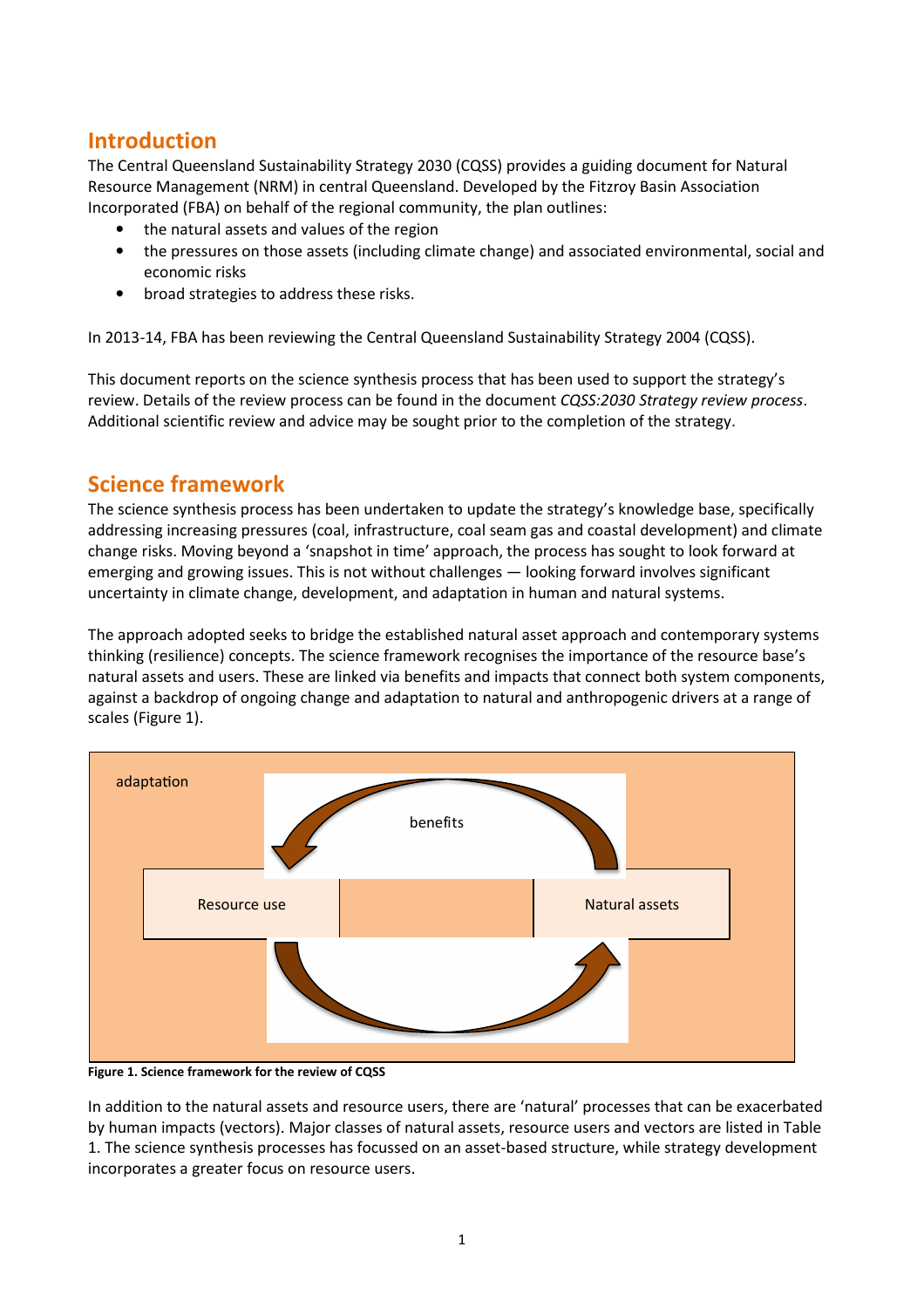## Introduction

The Central Queensland Sustainability Strategy 2030 (CQSS) provides a guiding document for Natural Resource Management (NRM) in central Queensland. Developed by the Fitzroy Basin Association Incorporated (FBA) on behalf of the regional community, the plan outlines:

- the natural assets and values of the region
- the pressures on those assets (including climate change) and associated environmental, social and economic risks
- broad strategies to address these risks.

In 2013-14, FBA has been reviewing the Central Queensland Sustainability Strategy 2004 (CQSS).

This document reports on the science synthesis process that has been used to support the strategy's review. Details of the review process can be found in the document *CQSS:2030 Strategy review process*. Additional scientific review and advice may be sought prior to the completion of the strategy.

## Science framework

The science synthesis process has been undertaken to update the strategy's knowledge base, specifically addressing increasing pressures (coal, infrastructure, coal seam gas and coastal development) and climate change risks. Moving beyond a 'snapshot in time' approach, the process has sought to look forward at emerging and growing issues. This is not without challenges — looking forward involves significant uncertainty in climate change, development, and adaptation in human and natural systems.

The approach adopted seeks to bridge the established natural asset approach and contemporary systems thinking (resilience) concepts. The science framework recognises the importance of the resource base's natural assets and users. These are linked via benefits and impacts that connect both system components, against a backdrop of ongoing change and adaptation to natural and anthropogenic drivers at a range of scales (Figure 1).

adaptation

benefits

Resource use

Natural assets

**Figure 1. Science framework for the review of CQSS**

In addition to the natural assets and resource users, there are 'natural' processes that can be exacerbated by human impacts (vectors). Major classes of natural assets, resource users and vectors are listed in Table 1. The science synthesis processes has focussed on an asset-based structure, while strategy development incorporates a greater focus on resource users.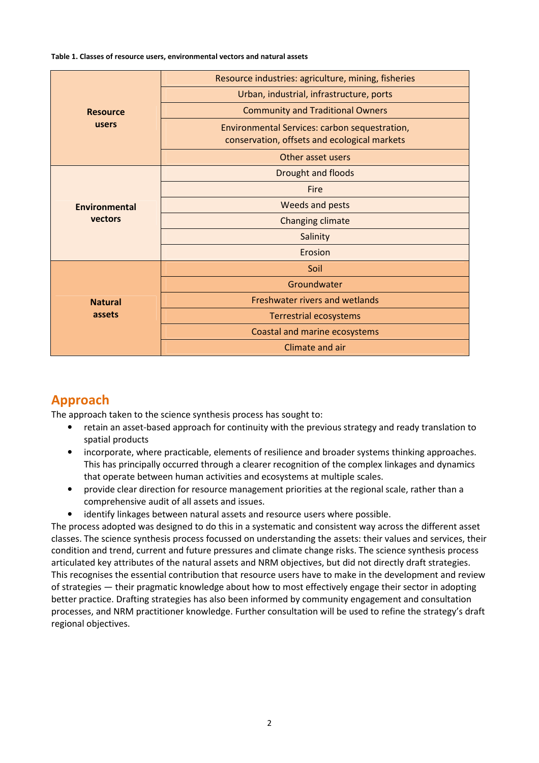**Table 1. Classes of resource users, environmental vectors and natural assets**

| Class | Category |
|---|---|
| **Resource users** | Resource industries: agriculture, mining, fisheries |
| | Urban, industrial, infrastructure, ports |
| | Community and Traditional Owners |
| | Environmental Services: carbon sequestration, conservation, offsets and ecological markets |
| | Other asset users |
| **Environmental vectors** | Drought and floods |
| | Fire |
| | Weeds and pests |
| | Changing climate |
| | Salinity |
| | Erosion |
| **Natural assets** | Soil |
| | Groundwater |
| | Freshwater rivers and wetlands |
| | Terrestrial ecosystems |
| | Coastal and marine ecosystems |
| | Climate and air |

## Approach

The approach taken to the science synthesis process has sought to:

- retain an asset-based approach for continuity with the previous strategy and ready translation to spatial products
- incorporate, where practicable, elements of resilience and broader systems thinking approaches. This has principally occurred through a clearer recognition of the complex linkages and dynamics that operate between human activities and ecosystems at multiple scales.
- provide clear direction for resource management priorities at the regional scale, rather than a comprehensive audit of all assets and issues.
- identify linkages between natural assets and resource users where possible.

The process adopted was designed to do this in a systematic and consistent way across the different asset classes. The science synthesis process focussed on understanding the assets: their values and services, their condition and trend, current and future pressures and climate change risks. The science synthesis process articulated key attributes of the natural assets and NRM objectives, but did not directly draft strategies. This recognises the essential contribution that resource users have to make in the development and review of strategies — their pragmatic knowledge about how to most effectively engage their sector in adopting better practice. Drafting strategies has also been informed by community engagement and consultation processes, and NRM practitioner knowledge. Further consultation will be used to refine the strategy's draft regional objectives.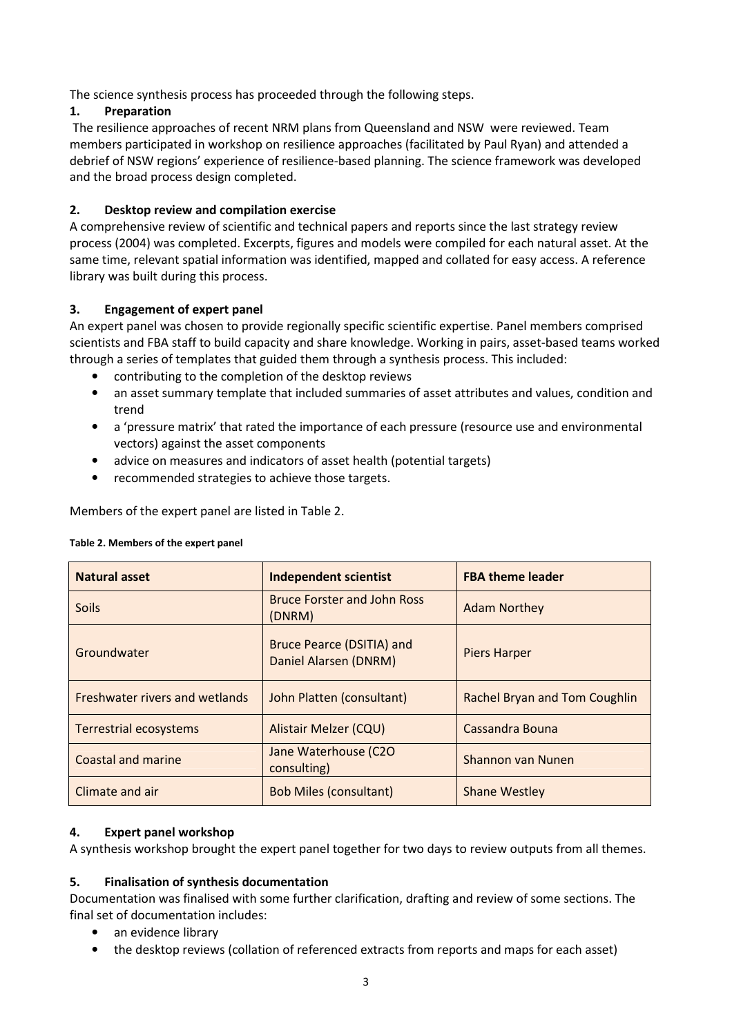The science synthesis process has proceeded through the following steps.

### 1. Preparation

The resilience approaches of recent NRM plans from Queensland and NSW were reviewed. Team members participated in workshop on resilience approaches (facilitated by Paul Ryan) and attended a debrief of NSW regions' experience of resilience-based planning. The science framework was developed and the broad process design completed.

### 2. Desktop review and compilation exercise

A comprehensive review of scientific and technical papers and reports since the last strategy review process (2004) was completed. Excerpts, figures and models were compiled for each natural asset. At the same time, relevant spatial information was identified, mapped and collated for easy access. A reference library was built during this process.

### 3. Engagement of expert panel

An expert panel was chosen to provide regionally specific scientific expertise. Panel members comprised scientists and FBA staff to build capacity and share knowledge. Working in pairs, asset-based teams worked through a series of templates that guided them through a synthesis process. This included:

- contributing to the completion of the desktop reviews
- an asset summary template that included summaries of asset attributes and values, condition and trend
- a 'pressure matrix' that rated the importance of each pressure (resource use and environmental vectors) against the asset components
- advice on measures and indicators of asset health (potential targets)
- recommended strategies to achieve those targets.

Members of the expert panel are listed in Table 2.

**Table 2. Members of the expert panel**

| Natural asset | Independent scientist | FBA theme leader |
|---|---|---|
| Soils | Bruce Forster and John Ross (DNRM) | Adam Northey |
| Groundwater | Bruce Pearce (DSITIA) and Daniel Alarsen (DNRM) | Piers Harper |
| Freshwater rivers and wetlands | John Platten (consultant) | Rachel Bryan and Tom Coughlin |
| Terrestrial ecosystems | Alistair Melzer (CQU) | Cassandra Bouna |
| Coastal and marine | Jane Waterhouse (C2O consulting) | Shannon van Nunen |
| Climate and air | Bob Miles (consultant) | Shane Westley |

### 4. Expert panel workshop

A synthesis workshop brought the expert panel together for two days to review outputs from all themes.

### 5. Finalisation of synthesis documentation

Documentation was finalised with some further clarification, drafting and review of some sections. The final set of documentation includes:

- an evidence library
- the desktop reviews (collation of referenced extracts from reports and maps for each asset)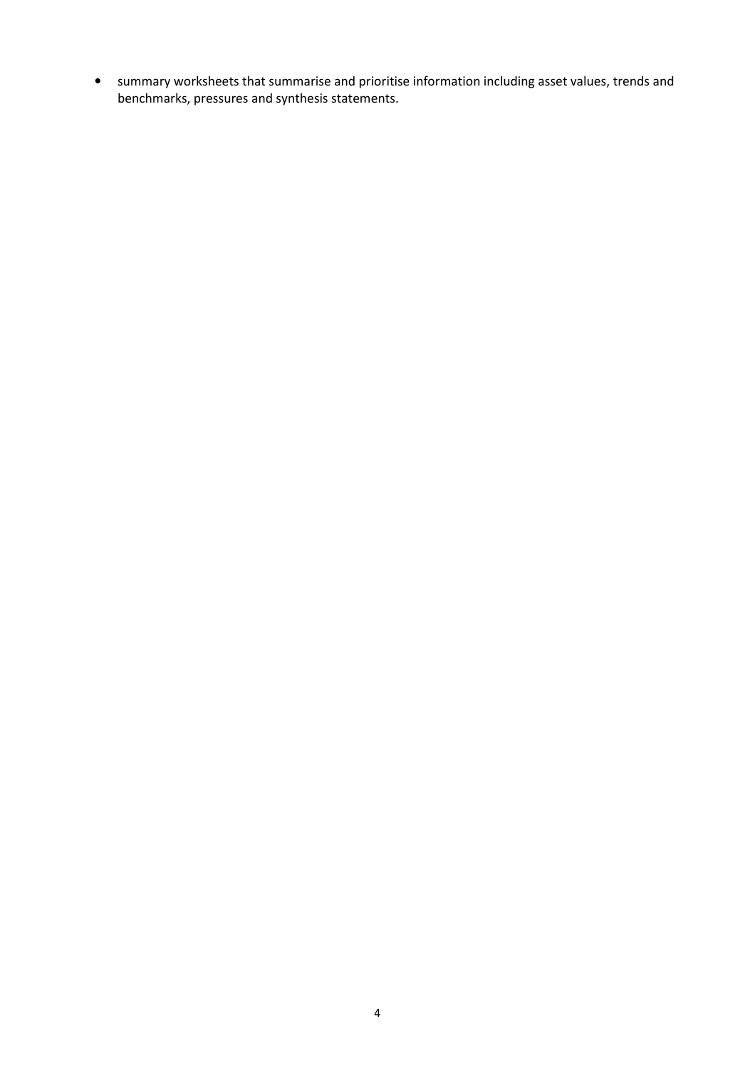- summary worksheets that summarise and prioritise information including asset values, trends and benchmarks, pressures and synthesis statements.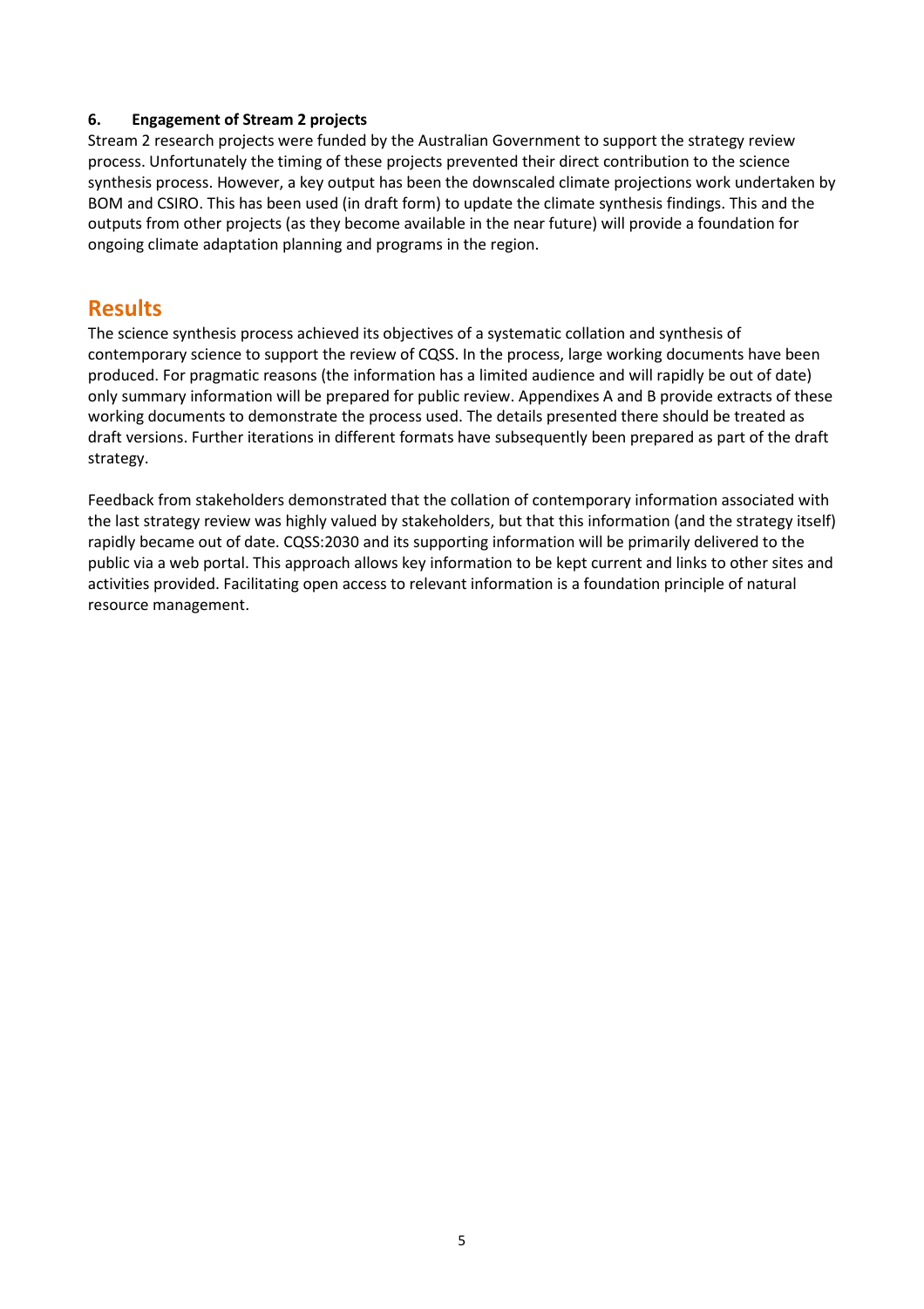**6. Engagement of Stream 2 projects**

Stream 2 research projects were funded by the Australian Government to support the strategy review process. Unfortunately the timing of these projects prevented their direct contribution to the science synthesis process. However, a key output has been the downscaled climate projections work undertaken by BOM and CSIRO. This has been used (in draft form) to update the climate synthesis findings. This and the outputs from other projects (as they become available in the near future) will provide a foundation for ongoing climate adaptation planning and programs in the region.

## Results

The science synthesis process achieved its objectives of a systematic collation and synthesis of contemporary science to support the review of CQSS. In the process, large working documents have been produced. For pragmatic reasons (the information has a limited audience and will rapidly be out of date) only summary information will be prepared for public review. Appendixes A and B provide extracts of these working documents to demonstrate the process used. The details presented there should be treated as draft versions. Further iterations in different formats have subsequently been prepared as part of the draft strategy.

Feedback from stakeholders demonstrated that the collation of contemporary information associated with the last strategy review was highly valued by stakeholders, but that this information (and the strategy itself) rapidly became out of date. CQSS:2030 and its supporting information will be primarily delivered to the public via a web portal. This approach allows key information to be kept current and links to other sites and activities provided. Facilitating open access to relevant information is a foundation principle of natural resource management.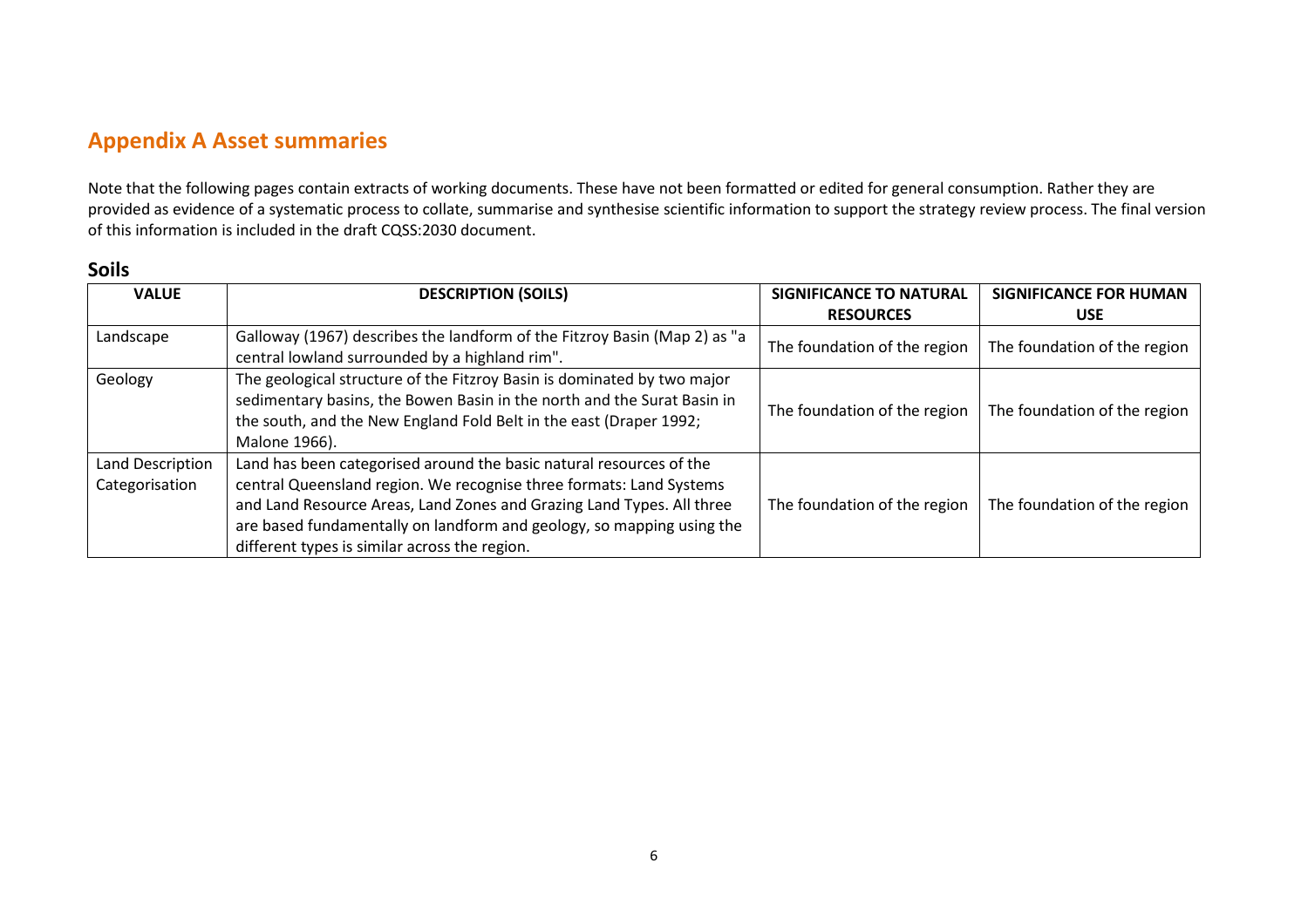# Appendix A Asset summaries

Note that the following pages contain extracts of working documents. These have not been formatted or edited for general consumption. Rather they are provided as evidence of a systematic process to collate, summarise and synthesise scientific information to support the strategy review process. The final version of this information is included in the draft CQSS:2030 document.

## Soils

| VALUE | DESCRIPTION (SOILS) | SIGNIFICANCE TO NATURAL RESOURCES | SIGNIFICANCE FOR HUMAN USE |
|---|---|---|---|
| Landscape | Galloway (1967) describes the landform of the Fitzroy Basin (Map 2) as "a central lowland surrounded by a highland rim". | The foundation of the region | The foundation of the region |
| Geology | The geological structure of the Fitzroy Basin is dominated by two major sedimentary basins, the Bowen Basin in the north and the Surat Basin in the south, and the New England Fold Belt in the east (Draper 1992; Malone 1966). | The foundation of the region | The foundation of the region |
| Land Description Categorisation | Land has been categorised around the basic natural resources of the central Queensland region. We recognise three formats: Land Systems and Land Resource Areas, Land Zones and Grazing Land Types. All three are based fundamentally on landform and geology, so mapping using the different types is similar across the region. | The foundation of the region | The foundation of the region |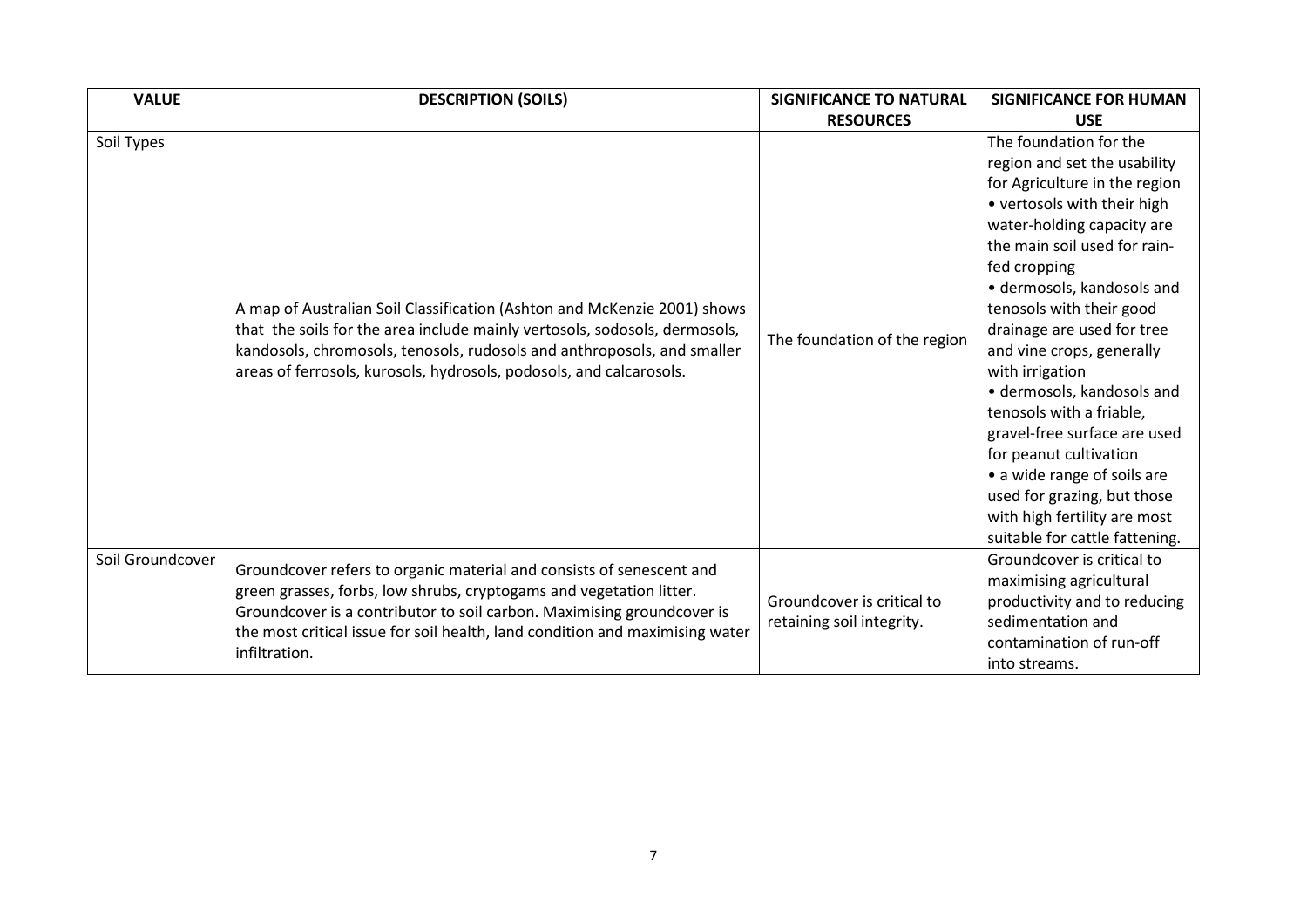| VALUE | DESCRIPTION (SOILS) | SIGNIFICANCE TO NATURAL RESOURCES | SIGNIFICANCE FOR HUMAN USE |
|---|---|---|---|
| Soil Types | A map of Australian Soil Classification (Ashton and McKenzie 2001) shows that the soils for the area include mainly vertosols, sodosols, dermosols, kandosols, chromosols, tenosols, rudosols and anthroposols, and smaller areas of ferrosols, kurosols, hydrosols, podosols, and calcarosols. | The foundation of the region | The foundation for the region and set the usability for Agriculture in the region<br>• vertosols with their high water-holding capacity are the main soil used for rain-fed cropping<br>• dermosols, kandosols and tenosols with their good drainage are used for tree and vine crops, generally with irrigation<br>• dermosols, kandosols and tenosols with a friable, gravel-free surface are used for peanut cultivation<br>• a wide range of soils are used for grazing, but those with high fertility are most suitable for cattle fattening. |
| Soil Groundcover | Groundcover refers to organic material and consists of senescent and green grasses, forbs, low shrubs, cryptogams and vegetation litter. Groundcover is a contributor to soil carbon. Maximising groundcover is the most critical issue for soil health, land condition and maximising water infiltration. | Groundcover is critical to retaining soil integrity. | Groundcover is critical to maximising agricultural productivity and to reducing sedimentation and contamination of run-off into streams. |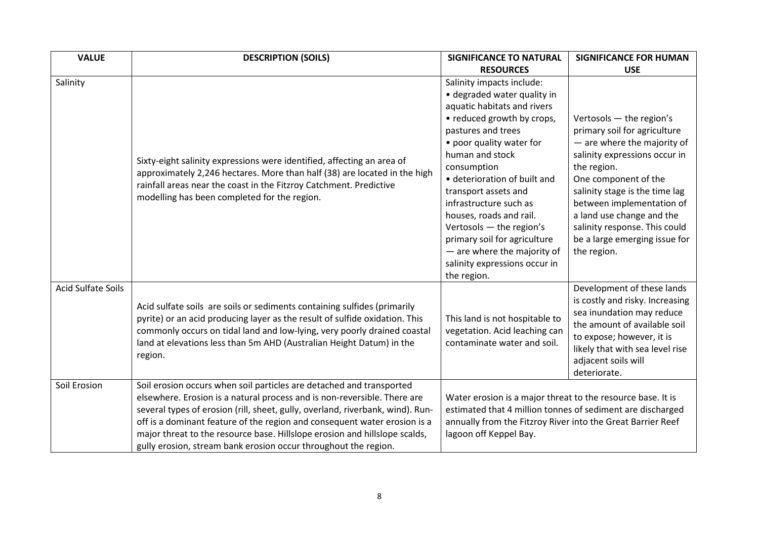| VALUE | DESCRIPTION (SOILS) | SIGNIFICANCE TO NATURAL RESOURCES | SIGNIFICANCE FOR HUMAN USE |
|---|---|---|---|
| Salinity | Sixty-eight salinity expressions were identified, affecting an area of approximately 2,246 hectares. More than half (38) are located in the high rainfall areas near the coast in the Fitzroy Catchment. Predictive modelling has been completed for the region. | Salinity impacts include:<br>• degraded water quality in aquatic habitats and rivers<br>• reduced growth by crops, pastures and trees<br>• poor quality water for human and stock consumption<br>• deterioration of built and transport assets and infrastructure such as houses, roads and rail.<br>Vertosols — the region's primary soil for agriculture — are where the majority of salinity expressions occur in the region. | Vertosols — the region's primary soil for agriculture — are where the majority of salinity expressions occur in the region.<br>One component of the salinity stage is the time lag between implementation of a land use change and the salinity response. This could be a large emerging issue for the region. |
| Acid Sulfate Soils | Acid sulfate soils are soils or sediments containing sulfides (primarily pyrite) or an acid producing layer as the result of sulfide oxidation. This commonly occurs on tidal land and low-lying, very poorly drained coastal land at elevations less than 5m AHD (Australian Height Datum) in the region. | This land is not hospitable to vegetation. Acid leaching can contaminate water and soil. | Development of these lands is costly and risky. Increasing sea inundation may reduce the amount of available soil to expose; however, it is likely that with sea level rise adjacent soils will deteriorate. |
| Soil Erosion | Soil erosion occurs when soil particles are detached and transported elsewhere. Erosion is a natural process and is non-reversible. There are several types of erosion (rill, sheet, gully, overland, riverbank, wind). Run-off is a dominant feature of the region and consequent water erosion is a major threat to the resource base. Hillslope erosion and hillslope scalds, gully erosion, stream bank erosion occur throughout the region. | Water erosion is a major threat to the resource base. It is estimated that 4 million tonnes of sediment are discharged annually from the Fitzroy River into the Great Barrier Reef lagoon off Keppel Bay. | |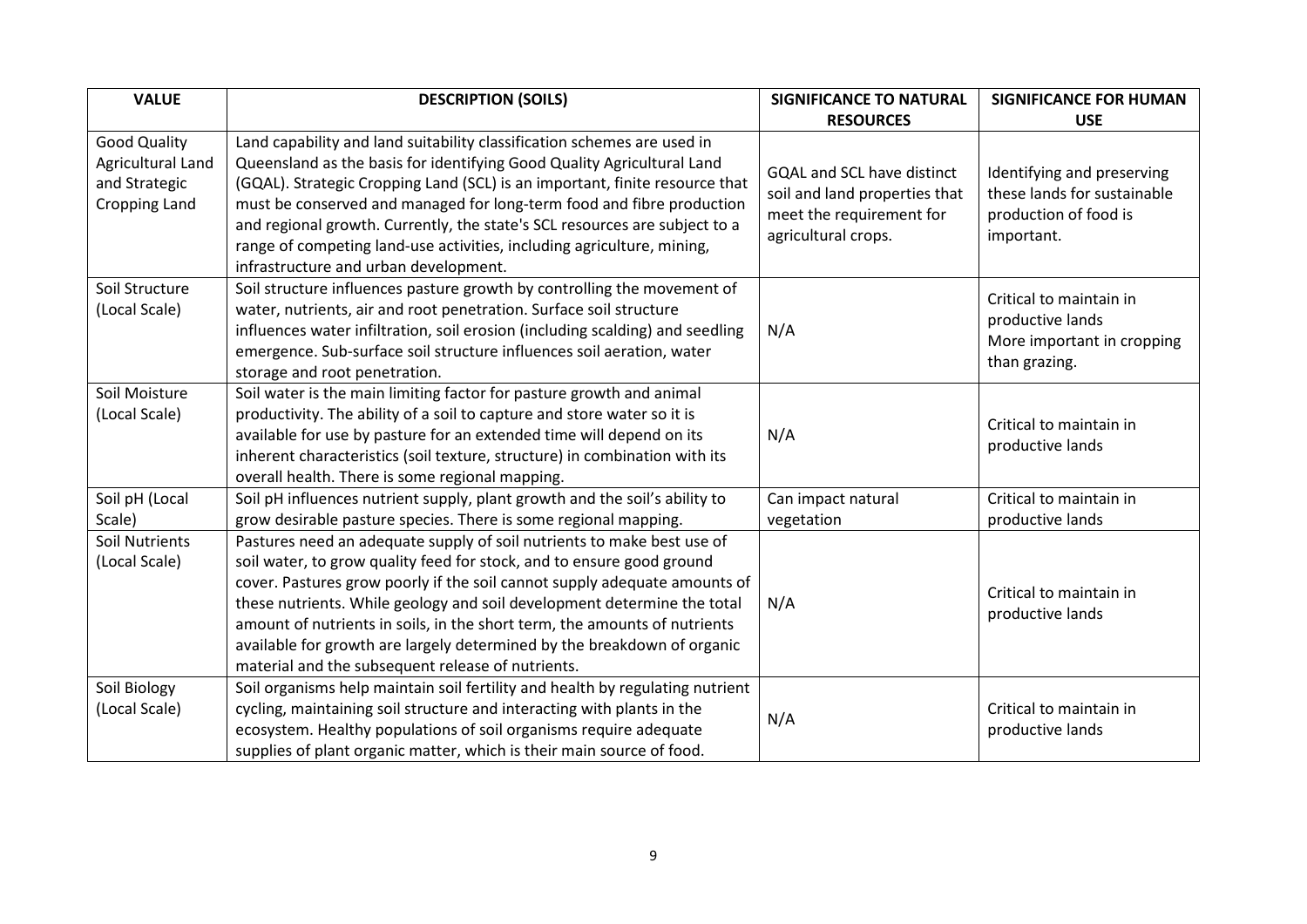| VALUE | DESCRIPTION (SOILS) | SIGNIFICANCE TO NATURAL RESOURCES | SIGNIFICANCE FOR HUMAN USE |
|---|---|---|---|
| Good Quality Agricultural Land and Strategic Cropping Land | Land capability and land suitability classification schemes are used in Queensland as the basis for identifying Good Quality Agricultural Land (GQAL). Strategic Cropping Land (SCL) is an important, finite resource that must be conserved and managed for long-term food and fibre production and regional growth. Currently, the state's SCL resources are subject to a range of competing land-use activities, including agriculture, mining, infrastructure and urban development. | GQAL and SCL have distinct soil and land properties that meet the requirement for agricultural crops. | Identifying and preserving these lands for sustainable production of food is important. |
| Soil Structure (Local Scale) | Soil structure influences pasture growth by controlling the movement of water, nutrients, air and root penetration. Surface soil structure influences water infiltration, soil erosion (including scalding) and seedling emergence. Sub-surface soil structure influences soil aeration, water storage and root penetration. | N/A | Critical to maintain in productive lands More important in cropping than grazing. |
| Soil Moisture (Local Scale) | Soil water is the main limiting factor for pasture growth and animal productivity. The ability of a soil to capture and store water so it is available for use by pasture for an extended time will depend on its inherent characteristics (soil texture, structure) in combination with its overall health. There is some regional mapping. | N/A | Critical to maintain in productive lands |
| Soil pH (Local Scale) | Soil pH influences nutrient supply, plant growth and the soil's ability to grow desirable pasture species. There is some regional mapping. | Can impact natural vegetation | Critical to maintain in productive lands |
| Soil Nutrients (Local Scale) | Pastures need an adequate supply of soil nutrients to make best use of soil water, to grow quality feed for stock, and to ensure good ground cover. Pastures grow poorly if the soil cannot supply adequate amounts of these nutrients. While geology and soil development determine the total amount of nutrients in soils, in the short term, the amounts of nutrients available for growth are largely determined by the breakdown of organic material and the subsequent release of nutrients. | N/A | Critical to maintain in productive lands |
| Soil Biology (Local Scale) | Soil organisms help maintain soil fertility and health by regulating nutrient cycling, maintaining soil structure and interacting with plants in the ecosystem. Healthy populations of soil organisms require adequate supplies of plant organic matter, which is their main source of food. | N/A | Critical to maintain in productive lands |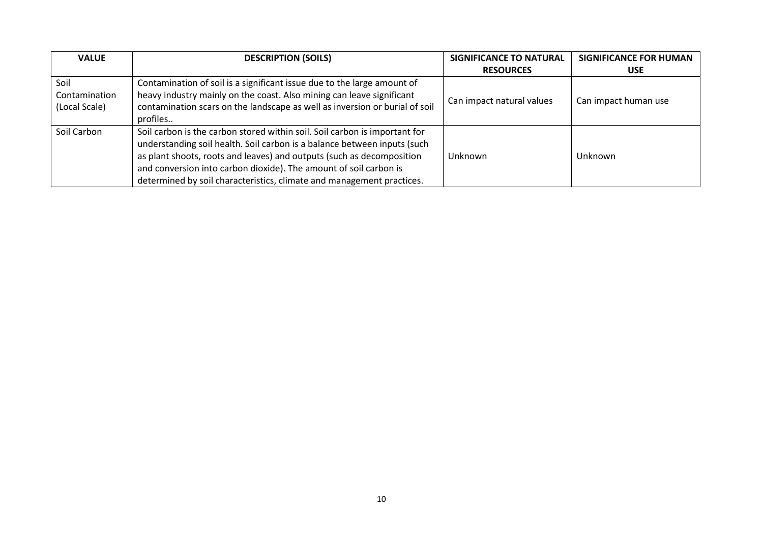| VALUE | DESCRIPTION (SOILS) | SIGNIFICANCE TO NATURAL RESOURCES | SIGNIFICANCE FOR HUMAN USE |
|---|---|---|---|
| Soil Contamination (Local Scale) | Contamination of soil is a significant issue due to the large amount of heavy industry mainly on the coast. Also mining can leave significant contamination scars on the landscape as well as inversion or burial of soil profiles.. | Can impact natural values | Can impact human use |
| Soil Carbon | Soil carbon is the carbon stored within soil. Soil carbon is important for understanding soil health. Soil carbon is a balance between inputs (such as plant shoots, roots and leaves) and outputs (such as decomposition and conversion into carbon dioxide). The amount of soil carbon is determined by soil characteristics, climate and management practices. | Unknown | Unknown |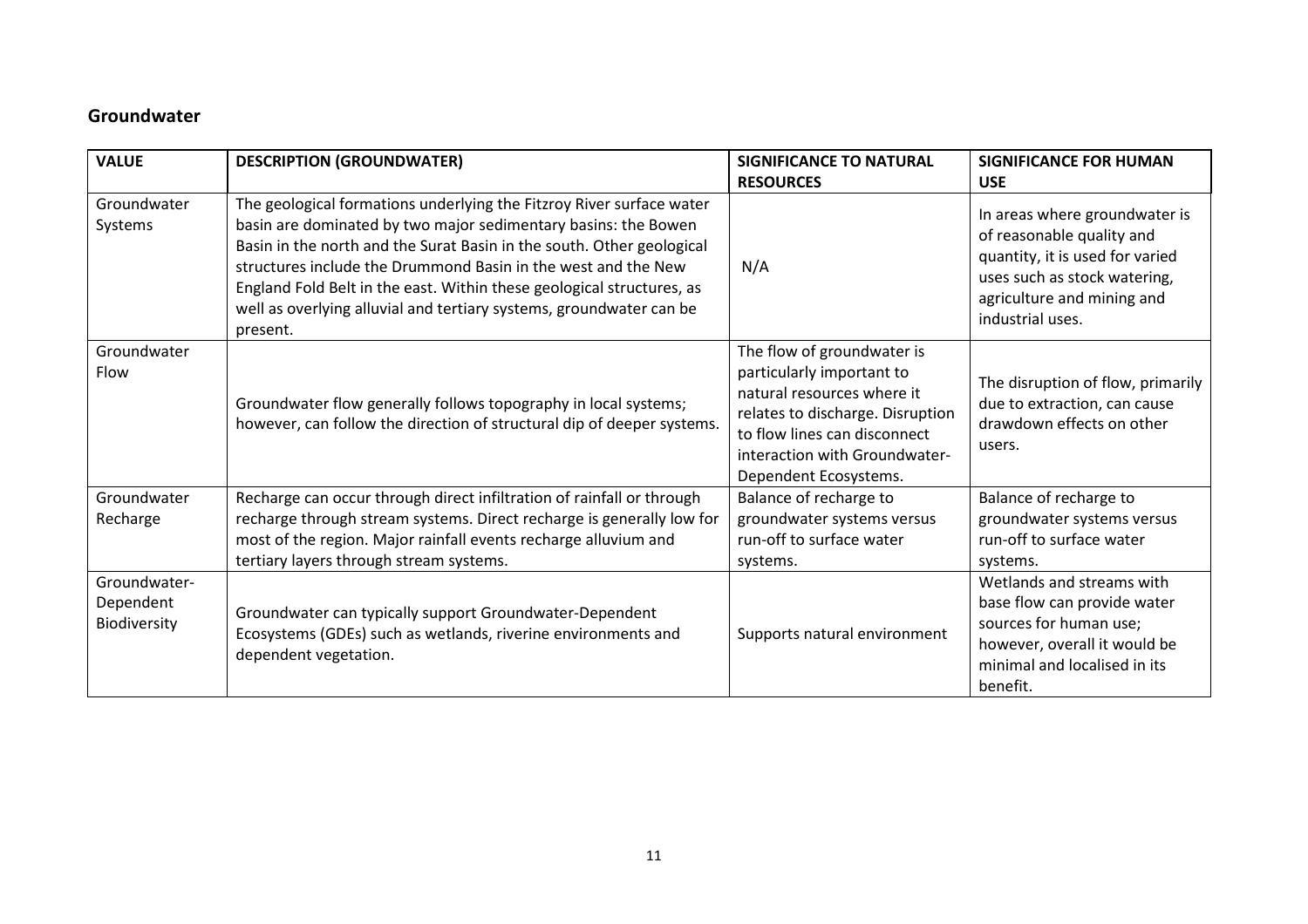## Groundwater

| VALUE | DESCRIPTION (GROUNDWATER) | SIGNIFICANCE TO NATURAL RESOURCES | SIGNIFICANCE FOR HUMAN USE |
|---|---|---|---|
| Groundwater Systems | The geological formations underlying the Fitzroy River surface water basin are dominated by two major sedimentary basins: the Bowen Basin in the north and the Surat Basin in the south. Other geological structures include the Drummond Basin in the west and the New England Fold Belt in the east. Within these geological structures, as well as overlying alluvial and tertiary systems, groundwater can be present. | N/A | In areas where groundwater is of reasonable quality and quantity, it is used for varied uses such as stock watering, agriculture and mining and industrial uses. |
| Groundwater Flow | Groundwater flow generally follows topography in local systems; however, can follow the direction of structural dip of deeper systems. | The flow of groundwater is particularly important to natural resources where it relates to discharge. Disruption to flow lines can disconnect interaction with Groundwater-Dependent Ecosystems. | The disruption of flow, primarily due to extraction, can cause drawdown effects on other users. |
| Groundwater Recharge | Recharge can occur through direct infiltration of rainfall or through recharge through stream systems. Direct recharge is generally low for most of the region. Major rainfall events recharge alluvium and tertiary layers through stream systems. | Balance of recharge to groundwater systems versus run-off to surface water systems. | Balance of recharge to groundwater systems versus run-off to surface water systems. |
| Groundwater-Dependent Biodiversity | Groundwater can typically support Groundwater-Dependent Ecosystems (GDEs) such as wetlands, riverine environments and dependent vegetation. | Supports natural environment | Wetlands and streams with base flow can provide water sources for human use; however, overall it would be minimal and localised in its benefit. |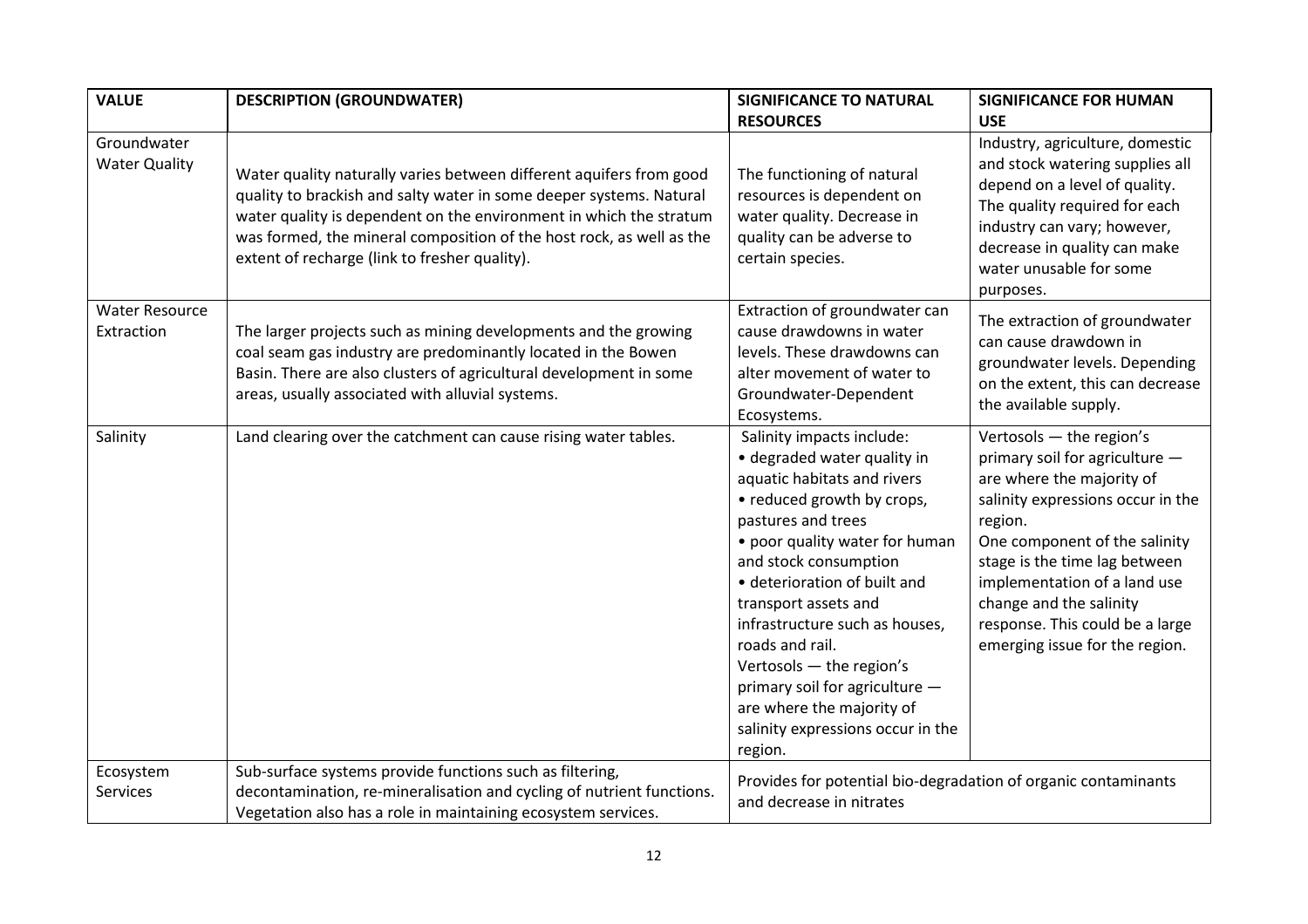| VALUE | DESCRIPTION (GROUNDWATER) | SIGNIFICANCE TO NATURAL RESOURCES | SIGNIFICANCE FOR HUMAN USE |
|---|---|---|---|
| Groundwater Water Quality | Water quality naturally varies between different aquifers from good quality to brackish and salty water in some deeper systems. Natural water quality is dependent on the environment in which the stratum was formed, the mineral composition of the host rock, as well as the extent of recharge (link to fresher quality). | The functioning of natural resources is dependent on water quality. Decrease in quality can be adverse to certain species. | Industry, agriculture, domestic and stock watering supplies all depend on a level of quality. The quality required for each industry can vary; however, decrease in quality can make water unusable for some purposes. |
| Water Resource Extraction | The larger projects such as mining developments and the growing coal seam gas industry are predominantly located in the Bowen Basin. There are also clusters of agricultural development in some areas, usually associated with alluvial systems. | Extraction of groundwater can cause drawdowns in water levels. These drawdowns can alter movement of water to Groundwater-Dependent Ecosystems. | The extraction of groundwater can cause drawdown in groundwater levels. Depending on the extent, this can decrease the available supply. |
| Salinity | Land clearing over the catchment can cause rising water tables. | Salinity impacts include:<br>• degraded water quality in aquatic habitats and rivers<br>• reduced growth by crops, pastures and trees<br>• poor quality water for human and stock consumption<br>• deterioration of built and transport assets and infrastructure such as houses, roads and rail.<br>Vertosols — the region's primary soil for agriculture — are where the majority of salinity expressions occur in the region. | Vertosols — the region's primary soil for agriculture — are where the majority of salinity expressions occur in the region.<br>One component of the salinity stage is the time lag between implementation of a land use change and the salinity response. This could be a large emerging issue for the region. |
| Ecosystem Services | Sub-surface systems provide functions such as filtering, decontamination, re-mineralisation and cycling of nutrient functions. Vegetation also has a role in maintaining ecosystem services. | Provides for potential bio-degradation of organic contaminants and decrease in nitrates | |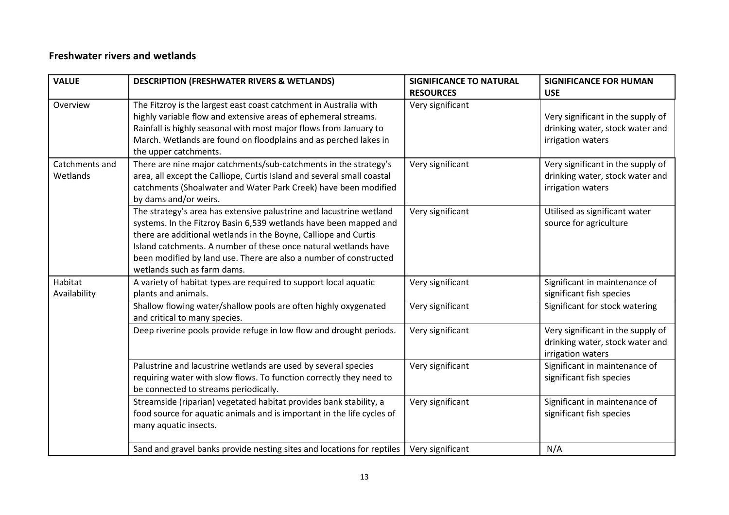## Freshwater rivers and wetlands

| VALUE | DESCRIPTION (FRESHWATER RIVERS & WETLANDS) | SIGNIFICANCE TO NATURAL RESOURCES | SIGNIFICANCE FOR HUMAN USE |
|---|---|---|---|
| Overview | The Fitzroy is the largest east coast catchment in Australia with highly variable flow and extensive areas of ephemeral streams. Rainfall is highly seasonal with most major flows from January to March. Wetlands are found on floodplains and as perched lakes in the upper catchments. | Very significant | Very significant in the supply of drinking water, stock water and irrigation waters |
| Catchments and Wetlands | There are nine major catchments/sub-catchments in the strategy's area, all except the Calliope, Curtis Island and several small coastal catchments (Shoalwater and Water Park Creek) have been modified by dams and/or weirs. | Very significant | Very significant in the supply of drinking water, stock water and irrigation waters |
| | The strategy's area has extensive palustrine and lacustrine wetland systems. In the Fitzroy Basin 6,539 wetlands have been mapped and there are additional wetlands in the Boyne, Calliope and Curtis Island catchments. A number of these once natural wetlands have been modified by land use. There are also a number of constructed wetlands such as farm dams. | Very significant | Utilised as significant water source for agriculture |
| Habitat Availability | A variety of habitat types are required to support local aquatic plants and animals. | Very significant | Significant in maintenance of significant fish species |
| | Shallow flowing water/shallow pools are often highly oxygenated and critical to many species. | Very significant | Significant for stock watering |
| | Deep riverine pools provide refuge in low flow and drought periods. | Very significant | Very significant in the supply of drinking water, stock water and irrigation waters |
| | Palustrine and lacustrine wetlands are used by several species requiring water with slow flows. To function correctly they need to be connected to streams periodically. | Very significant | Significant in maintenance of significant fish species |
| | Streamside (riparian) vegetated habitat provides bank stability, a food source for aquatic animals and is important in the life cycles of many aquatic insects. | Very significant | Significant in maintenance of significant fish species |
| | Sand and gravel banks provide nesting sites and locations for reptiles | Very significant | N/A |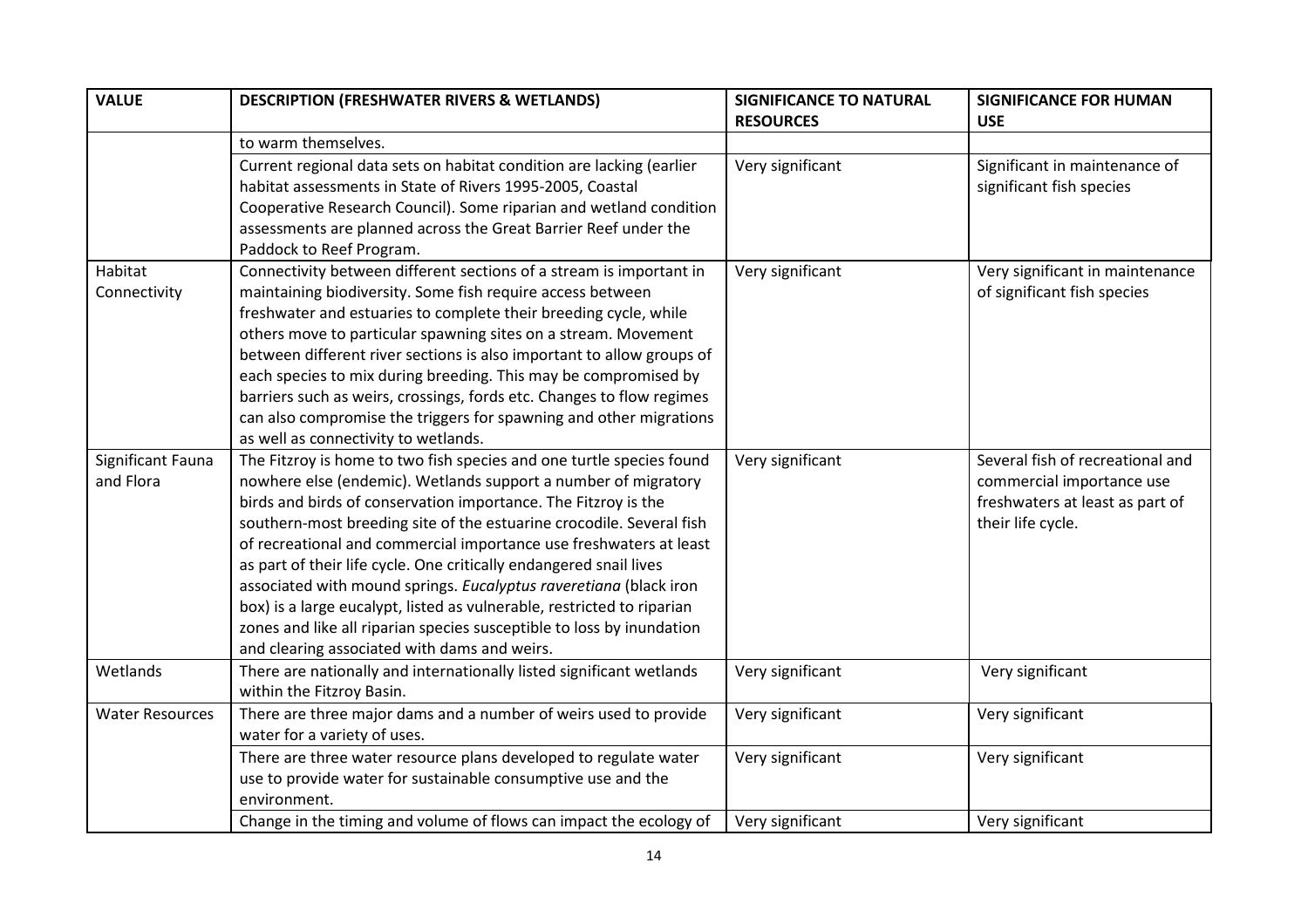| VALUE | DESCRIPTION (FRESHWATER RIVERS & WETLANDS) | SIGNIFICANCE TO NATURAL RESOURCES | SIGNIFICANCE FOR HUMAN USE |
|---|---|---|---|
| | to warm themselves. | | |
| | Current regional data sets on habitat condition are lacking (earlier habitat assessments in State of Rivers 1995-2005, Coastal Cooperative Research Council). Some riparian and wetland condition assessments are planned across the Great Barrier Reef under the Paddock to Reef Program. | Very significant | Significant in maintenance of significant fish species |
| Habitat Connectivity | Connectivity between different sections of a stream is important in maintaining biodiversity. Some fish require access between freshwater and estuaries to complete their breeding cycle, while others move to particular spawning sites on a stream. Movement between different river sections is also important to allow groups of each species to mix during breeding. This may be compromised by barriers such as weirs, crossings, fords etc. Changes to flow regimes can also compromise the triggers for spawning and other migrations as well as connectivity to wetlands. | Very significant | Very significant in maintenance of significant fish species |
| Significant Fauna and Flora | The Fitzroy is home to two fish species and one turtle species found nowhere else (endemic). Wetlands support a number of migratory birds and birds of conservation importance. The Fitzroy is the southern-most breeding site of the estuarine crocodile. Several fish of recreational and commercial importance use freshwaters at least as part of their life cycle. One critically endangered snail lives associated with mound springs. *Eucalyptus raveretiana* (black iron box) is a large eucalypt, listed as vulnerable, restricted to riparian zones and like all riparian species susceptible to loss by inundation and clearing associated with dams and weirs. | Very significant | Several fish of recreational and commercial importance use freshwaters at least as part of their life cycle. |
| Wetlands | There are nationally and internationally listed significant wetlands within the Fitzroy Basin. | Very significant | Very significant |
| Water Resources | There are three major dams and a number of weirs used to provide water for a variety of uses. | Very significant | Very significant |
| | There are three water resource plans developed to regulate water use to provide water for sustainable consumptive use and the environment. | Very significant | Very significant |
| | Change in the timing and volume of flows can impact the ecology of | Very significant | Very significant |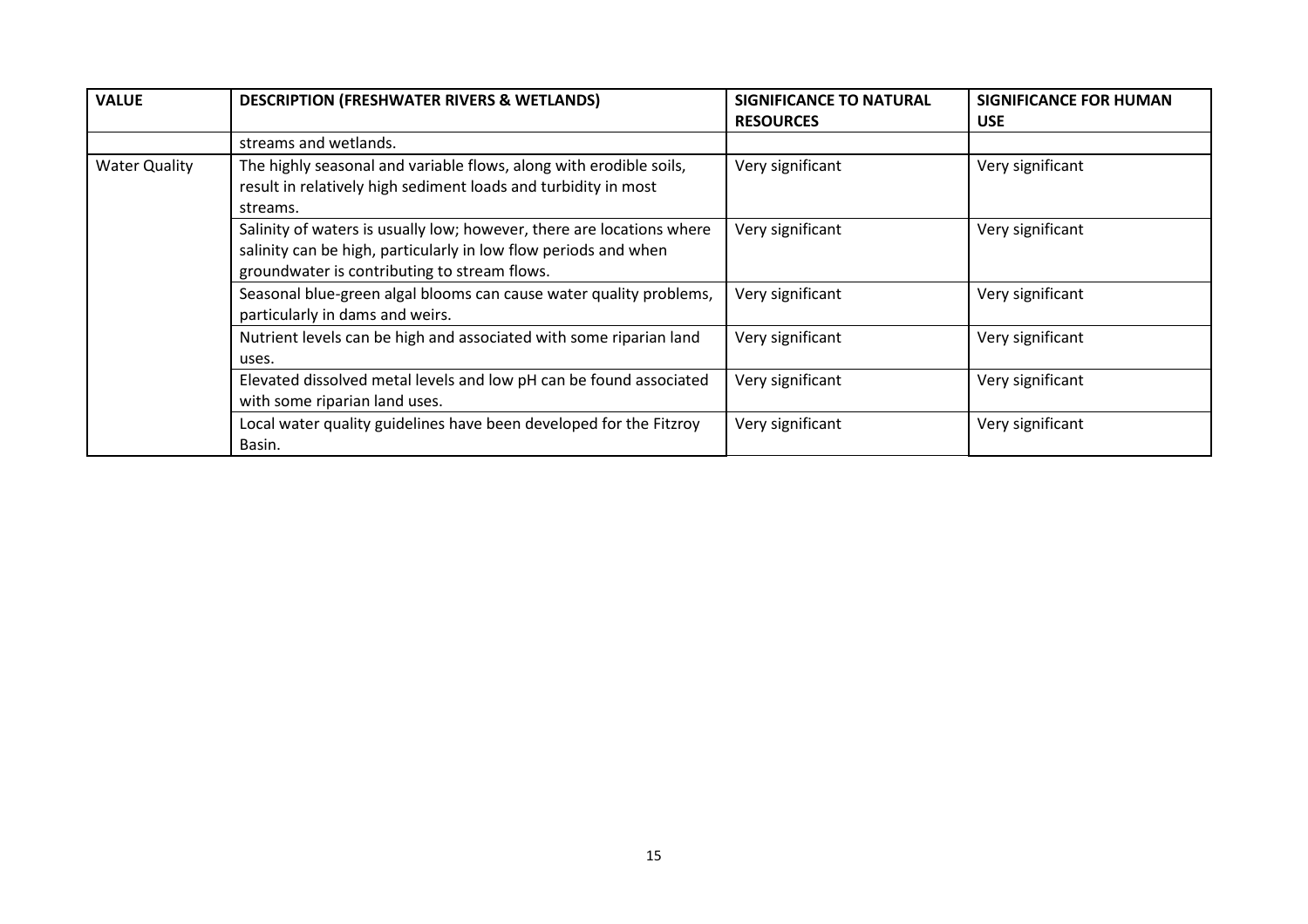| VALUE | DESCRIPTION (FRESHWATER RIVERS & WETLANDS) | SIGNIFICANCE TO NATURAL RESOURCES | SIGNIFICANCE FOR HUMAN USE |
|---|---|---|---|
| | streams and wetlands. | | |
| Water Quality | The highly seasonal and variable flows, along with erodible soils, result in relatively high sediment loads and turbidity in most streams. | Very significant | Very significant |
| | Salinity of waters is usually low; however, there are locations where salinity can be high, particularly in low flow periods and when groundwater is contributing to stream flows. | Very significant | Very significant |
| | Seasonal blue-green algal blooms can cause water quality problems, particularly in dams and weirs. | Very significant | Very significant |
| | Nutrient levels can be high and associated with some riparian land uses. | Very significant | Very significant |
| | Elevated dissolved metal levels and low pH can be found associated with some riparian land uses. | Very significant | Very significant |
| | Local water quality guidelines have been developed for the Fitzroy Basin. | Very significant | Very significant |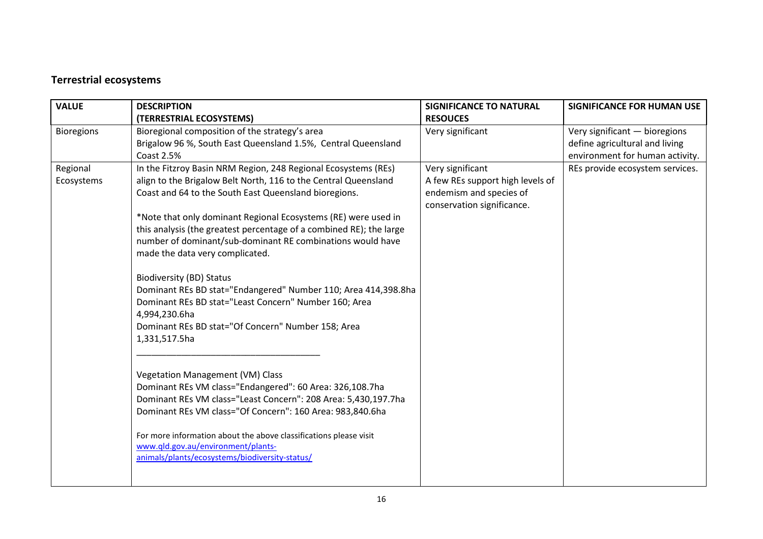## Terrestrial ecosystems

| VALUE | DESCRIPTION (TERRESTRIAL ECOSYSTEMS) | SIGNIFICANCE TO NATURAL RESOUCES | SIGNIFICANCE FOR HUMAN USE |
|---|---|---|---|
| Bioregions | Bioregional composition of the strategy's area<br>Brigalow 96 %, South East Queensland 1.5%, Central Queensland Coast 2.5% | Very significant | Very significant — bioregions define agricultural and living environment for human activity. |
| Regional Ecosystems | In the Fitzroy Basin NRM Region, 248 Regional Ecosystems (REs) align to the Brigalow Belt North, 116 to the Central Queensland Coast and 64 to the South East Queensland bioregions.<br><br>*Note that only dominant Regional Ecosystems (RE) were used in this analysis (the greatest percentage of a combined RE); the large number of dominant/sub-dominant RE combinations would have made the data very complicated.<br><br>Biodiversity (BD) Status<br>Dominant REs BD stat="Endangered" Number 110; Area 414,398.8ha<br>Dominant REs BD stat="Least Concern" Number 160; Area 4,994,230.6ha<br>Dominant REs BD stat="Of Concern" Number 158; Area 1,331,517.5ha<br>___________________________________<br><br>Vegetation Management (VM) Class<br>Dominant REs VM class="Endangered": 60 Area: 326,108.7ha<br>Dominant REs VM class="Least Concern": 208 Area: 5,430,197.7ha<br>Dominant REs VM class="Of Concern": 160 Area: 983,840.6ha<br><br>For more information about the above classifications please visit www.qld.gov.au/environment/plants-animals/plants/ecosystems/biodiversity-status/ | Very significant<br>A few REs support high levels of endemism and species of conservation significance. | REs provide ecosystem services. |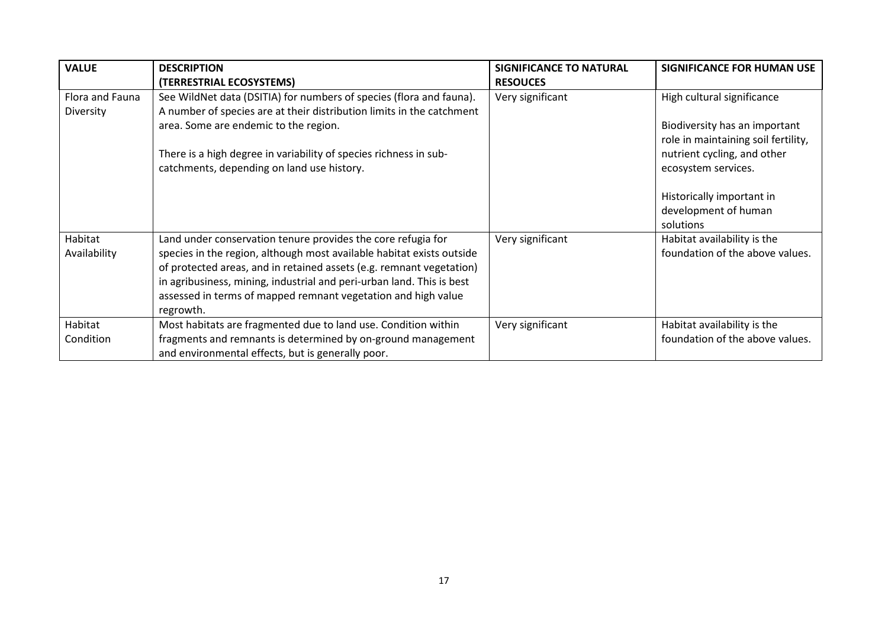| VALUE | DESCRIPTION (TERRESTRIAL ECOSYSTEMS) | SIGNIFICANCE TO NATURAL RESOUCES | SIGNIFICANCE FOR HUMAN USE |
| --- | --- | --- | --- |
| Flora and Fauna Diversity | See WildNet data (DSITIA) for numbers of species (flora and fauna). A number of species are at their distribution limits in the catchment area. Some are endemic to the region.<br><br>There is a high degree in variability of species richness in sub-catchments, depending on land use history. | Very significant | High cultural significance<br><br>Biodiversity has an important role in maintaining soil fertility, nutrient cycling, and other ecosystem services.<br><br>Historically important in development of human solutions |
| Habitat Availability | Land under conservation tenure provides the core refugia for species in the region, although most available habitat exists outside of protected areas, and in retained assets (e.g. remnant vegetation) in agribusiness, mining, industrial and peri-urban land. This is best assessed in terms of mapped remnant vegetation and high value regrowth. | Very significant | Habitat availability is the foundation of the above values. |
| Habitat Condition | Most habitats are fragmented due to land use. Condition within fragments and remnants is determined by on-ground management and environmental effects, but is generally poor. | Very significant | Habitat availability is the foundation of the above values. |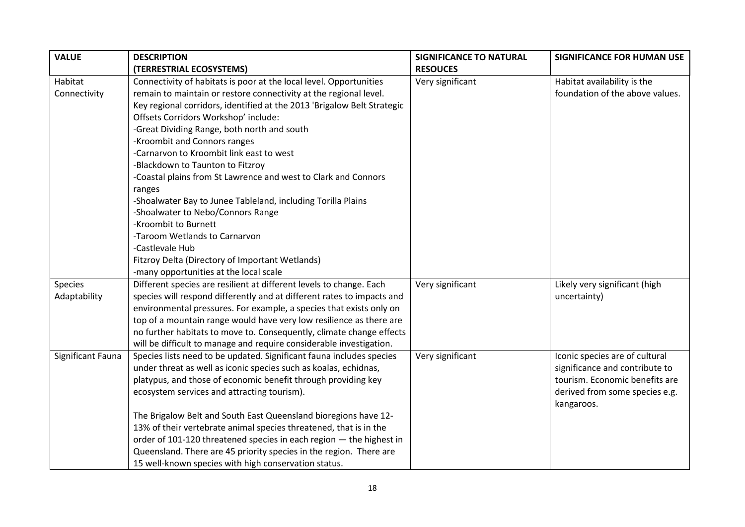| VALUE | DESCRIPTION (TERRESTRIAL ECOSYSTEMS) | SIGNIFICANCE TO NATURAL RESOUCES | SIGNIFICANCE FOR HUMAN USE |
|---|---|---|---|
| Habitat Connectivity | Connectivity of habitats is poor at the local level. Opportunities remain to maintain or restore connectivity at the regional level. Key regional corridors, identified at the 2013 'Brigalow Belt Strategic Offsets Corridors Workshop' include:<br>-Great Dividing Range, both north and south<br>-Kroombit and Connors ranges<br>-Carnarvon to Kroombit link east to west<br>-Blackdown to Taunton to Fitzroy<br>-Coastal plains from St Lawrence and west to Clark and Connors ranges<br>-Shoalwater Bay to Junee Tableland, including Torilla Plains<br>-Shoalwater to Nebo/Connors Range<br>-Kroombit to Burnett<br>-Taroom Wetlands to Carnarvon<br>-Castlevale Hub<br>Fitzroy Delta (Directory of Important Wetlands)<br>-many opportunities at the local scale | Very significant | Habitat availability is the foundation of the above values. |
| Species Adaptability | Different species are resilient at different levels to change. Each species will respond differently and at different rates to impacts and environmental pressures. For example, a species that exists only on top of a mountain range would have very low resilience as there are no further habitats to move to. Consequently, climate change effects will be difficult to manage and require considerable investigation. | Very significant | Likely very significant (high uncertainty) |
| Significant Fauna | Species lists need to be updated. Significant fauna includes species under threat as well as iconic species such as koalas, echidnas, platypus, and those of economic benefit through providing key ecosystem services and attracting tourism).<br><br>The Brigalow Belt and South East Queensland bioregions have 12-13% of their vertebrate animal species threatened, that is in the order of 101-120 threatened species in each region — the highest in Queensland. There are 45 priority species in the region. There are 15 well-known species with high conservation status. | Very significant | Iconic species are of cultural significance and contribute to tourism. Economic benefits are derived from some species e.g. kangaroos. |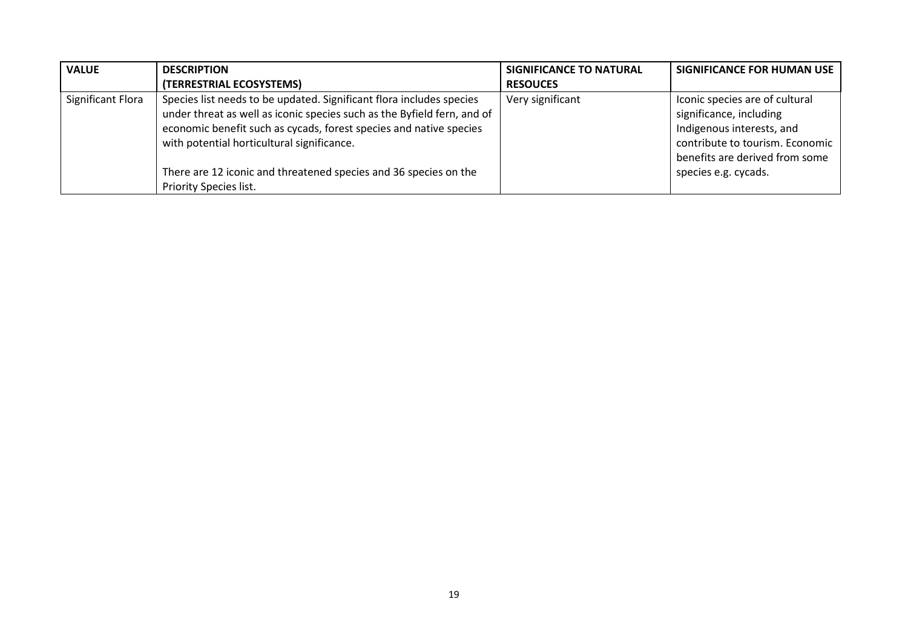| VALUE | DESCRIPTION (TERRESTRIAL ECOSYSTEMS) | SIGNIFICANCE TO NATURAL RESOUCES | SIGNIFICANCE FOR HUMAN USE |
|---|---|---|---|
| Significant Flora | Species list needs to be updated. Significant flora includes species under threat as well as iconic species such as the Byfield fern, and of economic benefit such as cycads, forest species and native species with potential horticultural significance.<br><br>There are 12 iconic and threatened species and 36 species on the Priority Species list. | Very significant | Iconic species are of cultural significance, including Indigenous interests, and contribute to tourism. Economic benefits are derived from some species e.g. cycads. |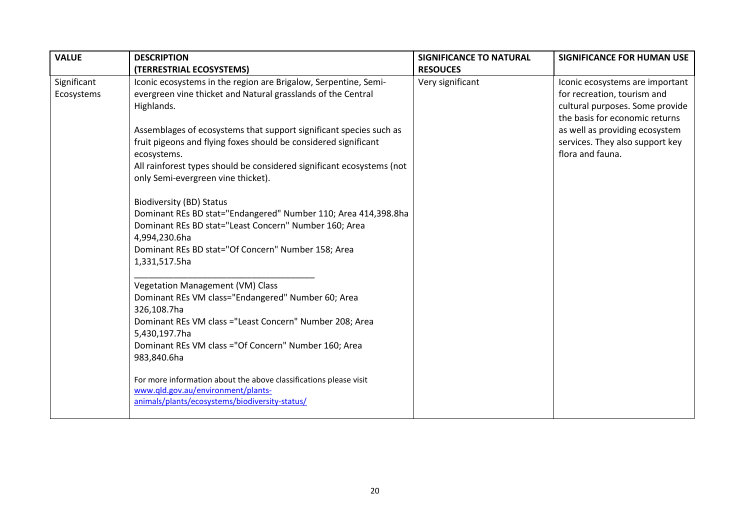| VALUE | DESCRIPTION (TERRESTRIAL ECOSYSTEMS) | SIGNIFICANCE TO NATURAL RESOUCES | SIGNIFICANCE FOR HUMAN USE |
|---|---|---|---|
| Significant Ecosystems | Iconic ecosystems in the region are Brigalow, Serpentine, Semi-evergreen vine thicket and Natural grasslands of the Central Highlands.<br><br>Assemblages of ecosystems that support significant species such as fruit pigeons and flying foxes should be considered significant ecosystems.<br>All rainforest types should be considered significant ecosystems (not only Semi-evergreen vine thicket).<br><br>Biodiversity (BD) Status<br>Dominant REs BD stat="Endangered" Number 110; Area 414,398.8ha<br>Dominant REs BD stat="Least Concern" Number 160; Area 4,994,230.6ha<br>Dominant REs BD stat="Of Concern" Number 158; Area 1,331,517.5ha<br>___________________________________<br>Vegetation Management (VM) Class<br>Dominant REs VM class="Endangered" Number 60; Area 326,108.7ha<br>Dominant REs VM class ="Least Concern" Number 208; Area 5,430,197.7ha<br>Dominant REs VM class ="Of Concern" Number 160; Area 983,840.6ha<br><br>For more information about the above classifications please visit www.qld.gov.au/environment/plants-animals/plants/ecosystems/biodiversity-status/ | Very significant | Iconic ecosystems are important for recreation, tourism and cultural purposes. Some provide the basis for economic returns as well as providing ecosystem services. They also support key flora and fauna. |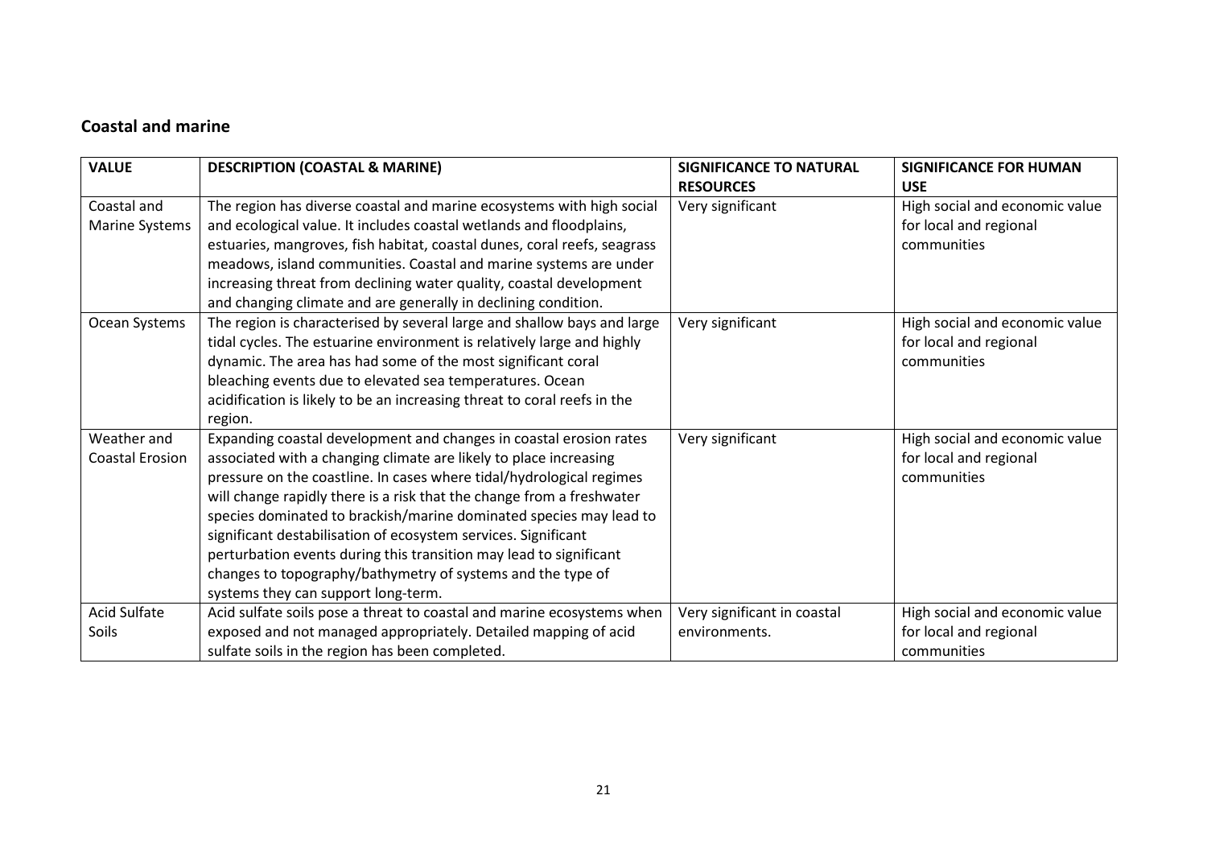## Coastal and marine

| VALUE | DESCRIPTION (COASTAL & MARINE) | SIGNIFICANCE TO NATURAL RESOURCES | SIGNIFICANCE FOR HUMAN USE |
|---|---|---|---|
| Coastal and Marine Systems | The region has diverse coastal and marine ecosystems with high social and ecological value. It includes coastal wetlands and floodplains, estuaries, mangroves, fish habitat, coastal dunes, coral reefs, seagrass meadows, island communities. Coastal and marine systems are under increasing threat from declining water quality, coastal development and changing climate and are generally in declining condition. | Very significant | High social and economic value for local and regional communities |
| Ocean Systems | The region is characterised by several large and shallow bays and large tidal cycles. The estuarine environment is relatively large and highly dynamic. The area has had some of the most significant coral bleaching events due to elevated sea temperatures. Ocean acidification is likely to be an increasing threat to coral reefs in the region. | Very significant | High social and economic value for local and regional communities |
| Weather and Coastal Erosion | Expanding coastal development and changes in coastal erosion rates associated with a changing climate are likely to place increasing pressure on the coastline. In cases where tidal/hydrological regimes will change rapidly there is a risk that the change from a freshwater species dominated to brackish/marine dominated species may lead to significant destabilisation of ecosystem services. Significant perturbation events during this transition may lead to significant changes to topography/bathymetry of systems and the type of systems they can support long-term. | Very significant | High social and economic value for local and regional communities |
| Acid Sulfate Soils | Acid sulfate soils pose a threat to coastal and marine ecosystems when exposed and not managed appropriately. Detailed mapping of acid sulfate soils in the region has been completed. | Very significant in coastal environments. | High social and economic value for local and regional communities |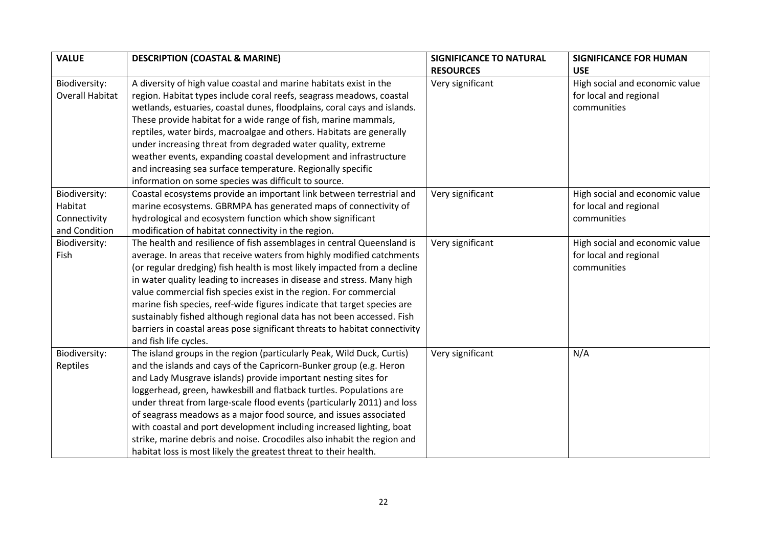| VALUE | DESCRIPTION (COASTAL & MARINE) | SIGNIFICANCE TO NATURAL RESOURCES | SIGNIFICANCE FOR HUMAN USE |
|---|---|---|---|
| Biodiversity: Overall Habitat | A diversity of high value coastal and marine habitats exist in the region. Habitat types include coral reefs, seagrass meadows, coastal wetlands, estuaries, coastal dunes, floodplains, coral cays and islands. These provide habitat for a wide range of fish, marine mammals, reptiles, water birds, macroalgae and others. Habitats are generally under increasing threat from degraded water quality, extreme weather events, expanding coastal development and infrastructure and increasing sea surface temperature. Regionally specific information on some species was difficult to source. | Very significant | High social and economic value for local and regional communities |
| Biodiversity: Habitat Connectivity and Condition | Coastal ecosystems provide an important link between terrestrial and marine ecosystems. GBRMPA has generated maps of connectivity of hydrological and ecosystem function which show significant modification of habitat connectivity in the region. | Very significant | High social and economic value for local and regional communities |
| Biodiversity: Fish | The health and resilience of fish assemblages in central Queensland is average. In areas that receive waters from highly modified catchments (or regular dredging) fish health is most likely impacted from a decline in water quality leading to increases in disease and stress. Many high value commercial fish species exist in the region. For commercial marine fish species, reef-wide figures indicate that target species are sustainably fished although regional data has not been accessed. Fish barriers in coastal areas pose significant threats to habitat connectivity and fish life cycles. | Very significant | High social and economic value for local and regional communities |
| Biodiversity: Reptiles | The island groups in the region (particularly Peak, Wild Duck, Curtis) and the islands and cays of the Capricorn-Bunker group (e.g. Heron and Lady Musgrave islands) provide important nesting sites for loggerhead, green, hawksbill and flatback turtles. Populations are under threat from large-scale flood events (particularly 2011) and loss of seagrass meadows as a major food source, and issues associated with coastal and port development including increased lighting, boat strike, marine debris and noise. Crocodiles also inhabit the region and habitat loss is most likely the greatest threat to their health. | Very significant | N/A |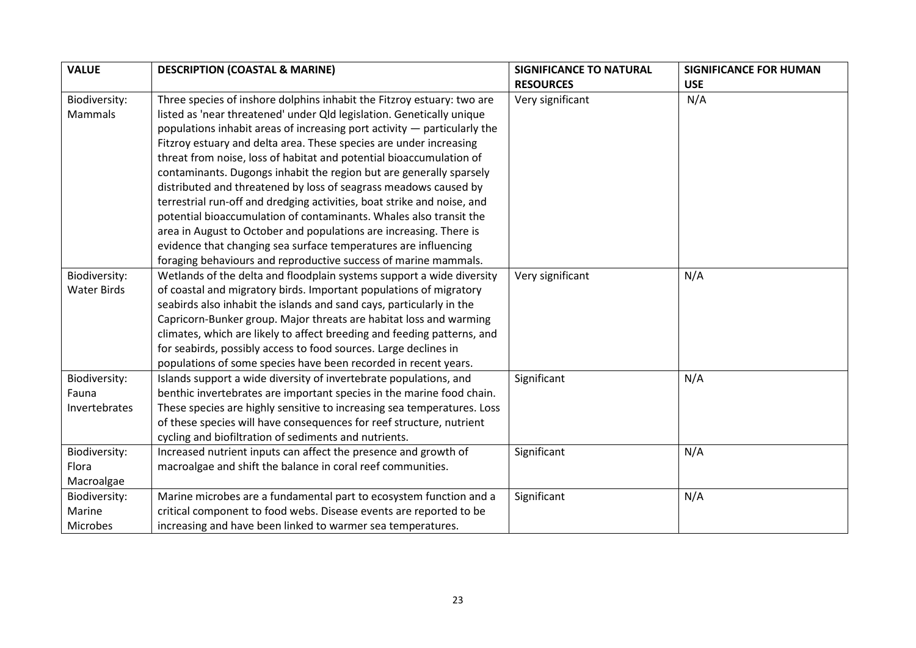| VALUE | DESCRIPTION (COASTAL & MARINE) | SIGNIFICANCE TO NATURAL RESOURCES | SIGNIFICANCE FOR HUMAN USE |
|---|---|---|---|
| Biodiversity: Mammals | Three species of inshore dolphins inhabit the Fitzroy estuary: two are listed as 'near threatened' under Qld legislation. Genetically unique populations inhabit areas of increasing port activity — particularly the Fitzroy estuary and delta area. These species are under increasing threat from noise, loss of habitat and potential bioaccumulation of contaminants. Dugongs inhabit the region but are generally sparsely distributed and threatened by loss of seagrass meadows caused by terrestrial run-off and dredging activities, boat strike and noise, and potential bioaccumulation of contaminants. Whales also transit the area in August to October and populations are increasing. There is evidence that changing sea surface temperatures are influencing foraging behaviours and reproductive success of marine mammals. | Very significant | N/A |
| Biodiversity: Water Birds | Wetlands of the delta and floodplain systems support a wide diversity of coastal and migratory birds. Important populations of migratory seabirds also inhabit the islands and sand cays, particularly in the Capricorn-Bunker group. Major threats are habitat loss and warming climates, which are likely to affect breeding and feeding patterns, and for seabirds, possibly access to food sources. Large declines in populations of some species have been recorded in recent years. | Very significant | N/A |
| Biodiversity: Fauna Invertebrates | Islands support a wide diversity of invertebrate populations, and benthic invertebrates are important species in the marine food chain. These species are highly sensitive to increasing sea temperatures. Loss of these species will have consequences for reef structure, nutrient cycling and biofiltration of sediments and nutrients. | Significant | N/A |
| Biodiversity: Flora Macroalgae | Increased nutrient inputs can affect the presence and growth of macroalgae and shift the balance in coral reef communities. | Significant | N/A |
| Biodiversity: Marine Microbes | Marine microbes are a fundamental part to ecosystem function and a critical component to food webs. Disease events are reported to be increasing and have been linked to warmer sea temperatures. | Significant | N/A |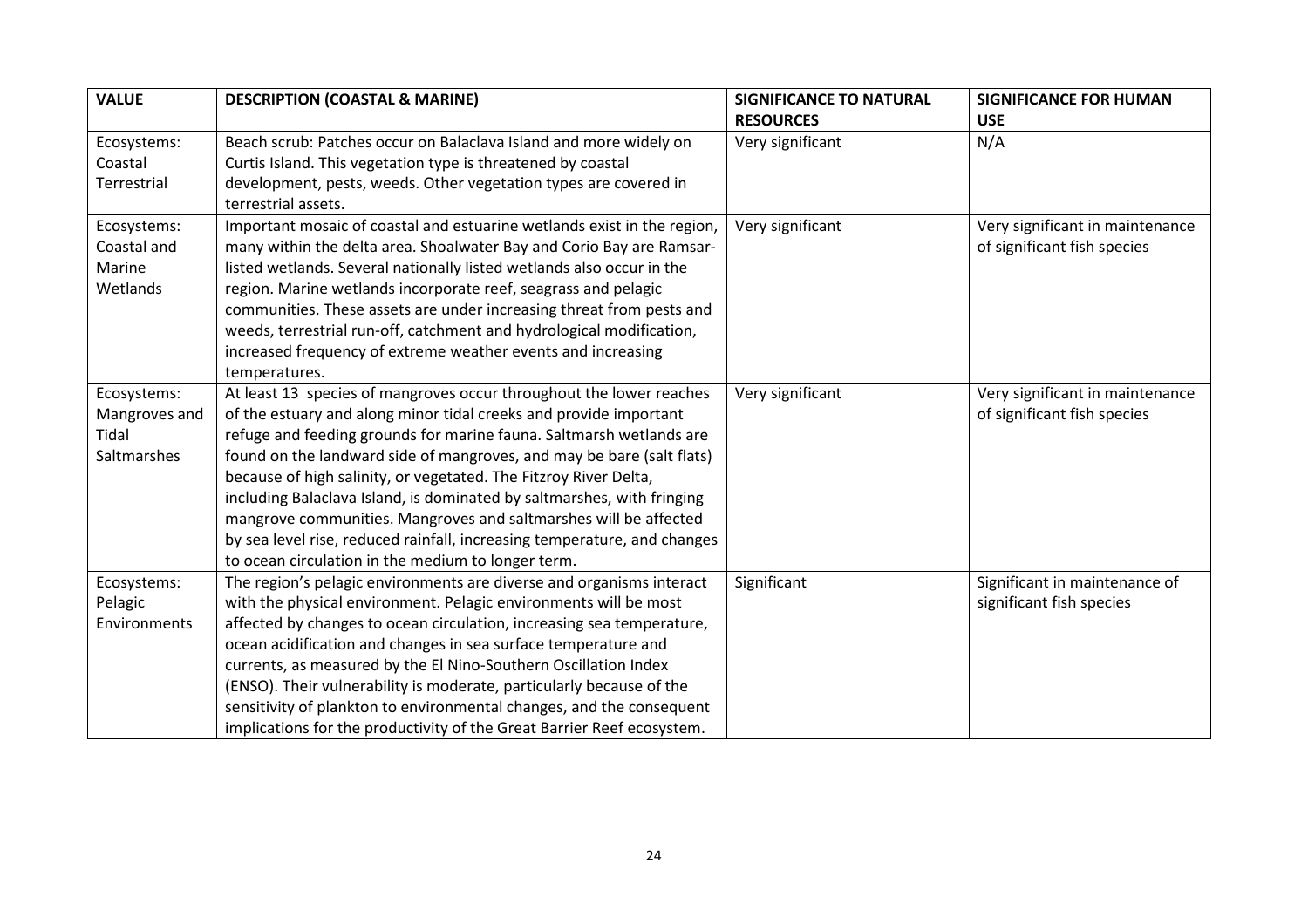| VALUE | DESCRIPTION (COASTAL & MARINE) | SIGNIFICANCE TO NATURAL RESOURCES | SIGNIFICANCE FOR HUMAN USE |
|---|---|---|---|
| Ecosystems: Coastal Terrestrial | Beach scrub: Patches occur on Balaclava Island and more widely on Curtis Island. This vegetation type is threatened by coastal development, pests, weeds. Other vegetation types are covered in terrestrial assets. | Very significant | N/A |
| Ecosystems: Coastal and Marine Wetlands | Important mosaic of coastal and estuarine wetlands exist in the region, many within the delta area. Shoalwater Bay and Corio Bay are Ramsar-listed wetlands. Several nationally listed wetlands also occur in the region. Marine wetlands incorporate reef, seagrass and pelagic communities. These assets are under increasing threat from pests and weeds, terrestrial run-off, catchment and hydrological modification, increased frequency of extreme weather events and increasing temperatures. | Very significant | Very significant in maintenance of significant fish species |
| Ecosystems: Mangroves and Tidal Saltmarshes | At least 13 species of mangroves occur throughout the lower reaches of the estuary and along minor tidal creeks and provide important refuge and feeding grounds for marine fauna. Saltmarsh wetlands are found on the landward side of mangroves, and may be bare (salt flats) because of high salinity, or vegetated. The Fitzroy River Delta, including Balaclava Island, is dominated by saltmarshes, with fringing mangrove communities. Mangroves and saltmarshes will be affected by sea level rise, reduced rainfall, increasing temperature, and changes to ocean circulation in the medium to longer term. | Very significant | Very significant in maintenance of significant fish species |
| Ecosystems: Pelagic Environments | The region's pelagic environments are diverse and organisms interact with the physical environment. Pelagic environments will be most affected by changes to ocean circulation, increasing sea temperature, ocean acidification and changes in sea surface temperature and currents, as measured by the El Nino-Southern Oscillation Index (ENSO). Their vulnerability is moderate, particularly because of the sensitivity of plankton to environmental changes, and the consequent implications for the productivity of the Great Barrier Reef ecosystem. | Significant | Significant in maintenance of significant fish species |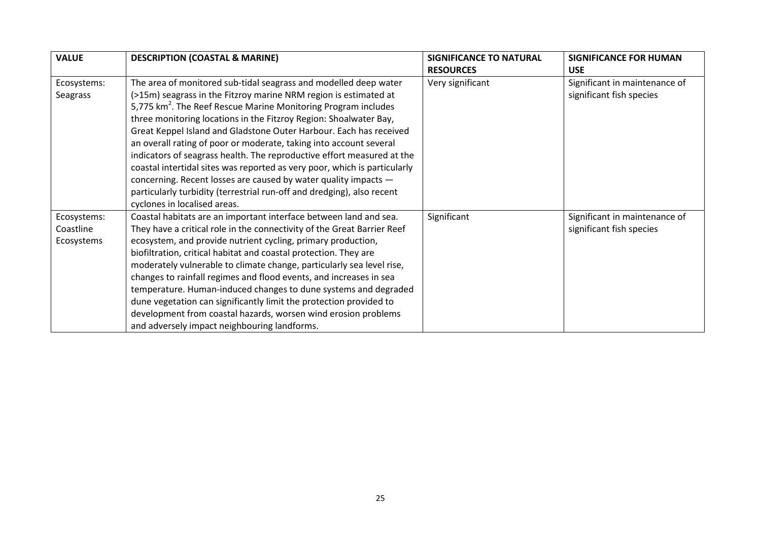| VALUE | DESCRIPTION (COASTAL & MARINE) | SIGNIFICANCE TO NATURAL RESOURCES | SIGNIFICANCE FOR HUMAN USE |
|---|---|---|---|
| Ecosystems: Seagrass | The area of monitored sub-tidal seagrass and modelled deep water (>15m) seagrass in the Fitzroy marine NRM region is estimated at 5,775 $km^2$. The Reef Rescue Marine Monitoring Program includes three monitoring locations in the Fitzroy Region: Shoalwater Bay, Great Keppel Island and Gladstone Outer Harbour. Each has received an overall rating of poor or moderate, taking into account several indicators of seagrass health. The reproductive effort measured at the coastal intertidal sites was reported as very poor, which is particularly concerning. Recent losses are caused by water quality impacts — particularly turbidity (terrestrial run-off and dredging), also recent cyclones in localised areas. | Very significant | Significant in maintenance of significant fish species |
| Ecosystems: Coastline Ecosystems | Coastal habitats are an important interface between land and sea. They have a critical role in the connectivity of the Great Barrier Reef ecosystem, and provide nutrient cycling, primary production, biofiltration, critical habitat and coastal protection. They are moderately vulnerable to climate change, particularly sea level rise, changes to rainfall regimes and flood events, and increases in sea temperature. Human-induced changes to dune systems and degraded dune vegetation can significantly limit the protection provided to development from coastal hazards, worsen wind erosion problems and adversely impact neighbouring landforms. | Significant | Significant in maintenance of significant fish species |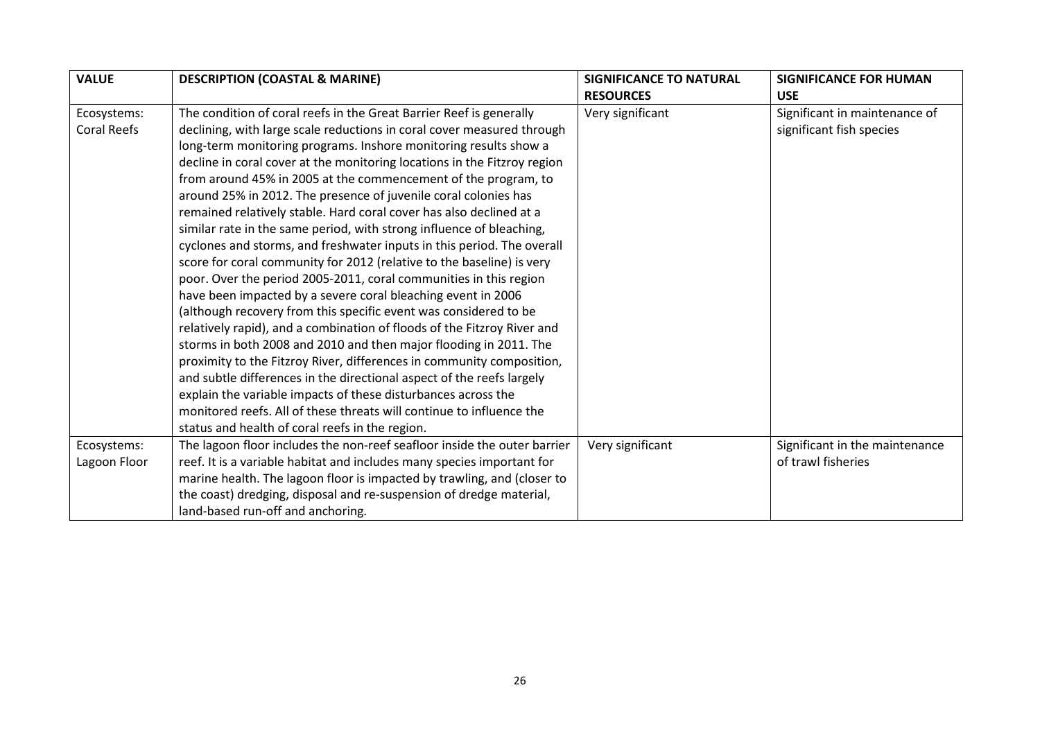| VALUE | DESCRIPTION (COASTAL & MARINE) | SIGNIFICANCE TO NATURAL RESOURCES | SIGNIFICANCE FOR HUMAN USE |
|---|---|---|---|
| Ecosystems: Coral Reefs | The condition of coral reefs in the Great Barrier Reef is generally declining, with large scale reductions in coral cover measured through long-term monitoring programs. Inshore monitoring results show a decline in coral cover at the monitoring locations in the Fitzroy region from around 45% in 2005 at the commencement of the program, to around 25% in 2012. The presence of juvenile coral colonies has remained relatively stable. Hard coral cover has also declined at a similar rate in the same period, with strong influence of bleaching, cyclones and storms, and freshwater inputs in this period. The overall score for coral community for 2012 (relative to the baseline) is very poor. Over the period 2005-2011, coral communities in this region have been impacted by a severe coral bleaching event in 2006 (although recovery from this specific event was considered to be relatively rapid), and a combination of floods of the Fitzroy River and storms in both 2008 and 2010 and then major flooding in 2011. The proximity to the Fitzroy River, differences in community composition, and subtle differences in the directional aspect of the reefs largely explain the variable impacts of these disturbances across the monitored reefs. All of these threats will continue to influence the status and health of coral reefs in the region. | Very significant | Significant in maintenance of significant fish species |
| Ecosystems: Lagoon Floor | The lagoon floor includes the non-reef seafloor inside the outer barrier reef. It is a variable habitat and includes many species important for marine health. The lagoon floor is impacted by trawling, and (closer to the coast) dredging, disposal and re-suspension of dredge material, land-based run-off and anchoring. | Very significant | Significant in the maintenance of trawl fisheries |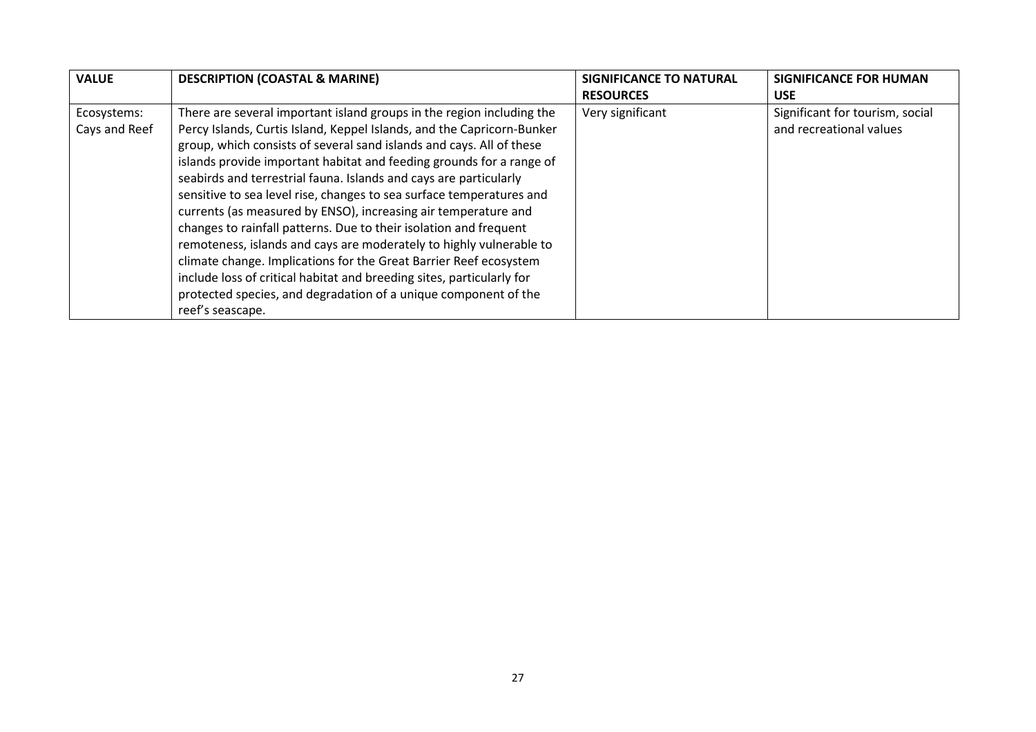| VALUE | DESCRIPTION (COASTAL & MARINE) | SIGNIFICANCE TO NATURAL RESOURCES | SIGNIFICANCE FOR HUMAN USE |
|---|---|---|---|
| Ecosystems: Cays and Reef | There are several important island groups in the region including the Percy Islands, Curtis Island, Keppel Islands, and the Capricorn-Bunker group, which consists of several sand islands and cays. All of these islands provide important habitat and feeding grounds for a range of seabirds and terrestrial fauna. Islands and cays are particularly sensitive to sea level rise, changes to sea surface temperatures and currents (as measured by ENSO), increasing air temperature and changes to rainfall patterns. Due to their isolation and frequent remoteness, islands and cays are moderately to highly vulnerable to climate change. Implications for the Great Barrier Reef ecosystem include loss of critical habitat and breeding sites, particularly for protected species, and degradation of a unique component of the reef's seascape. | Very significant | Significant for tourism, social and recreational values |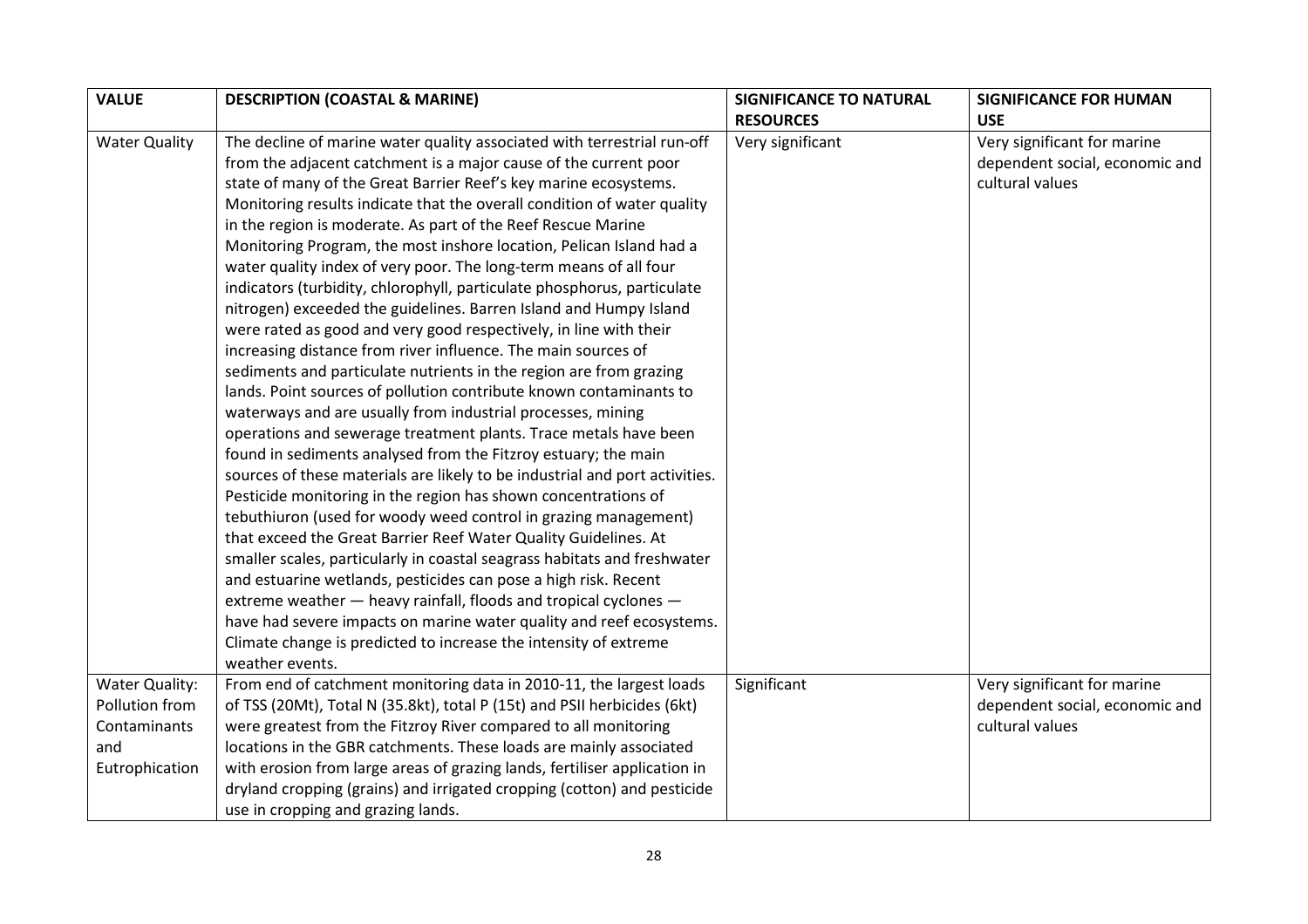| VALUE | DESCRIPTION (COASTAL & MARINE) | SIGNIFICANCE TO NATURAL RESOURCES | SIGNIFICANCE FOR HUMAN USE |
|---|---|---|---|
| Water Quality | The decline of marine water quality associated with terrestrial run-off from the adjacent catchment is a major cause of the current poor state of many of the Great Barrier Reef's key marine ecosystems. Monitoring results indicate that the overall condition of water quality in the region is moderate. As part of the Reef Rescue Marine Monitoring Program, the most inshore location, Pelican Island had a water quality index of very poor. The long-term means of all four indicators (turbidity, chlorophyll, particulate phosphorus, particulate nitrogen) exceeded the guidelines. Barren Island and Humpy Island were rated as good and very good respectively, in line with their increasing distance from river influence. The main sources of sediments and particulate nutrients in the region are from grazing lands. Point sources of pollution contribute known contaminants to waterways and are usually from industrial processes, mining operations and sewerage treatment plants. Trace metals have been found in sediments analysed from the Fitzroy estuary; the main sources of these materials are likely to be industrial and port activities. Pesticide monitoring in the region has shown concentrations of tebuthiuron (used for woody weed control in grazing management) that exceed the Great Barrier Reef Water Quality Guidelines. At smaller scales, particularly in coastal seagrass habitats and freshwater and estuarine wetlands, pesticides can pose a high risk. Recent extreme weather — heavy rainfall, floods and tropical cyclones — have had severe impacts on marine water quality and reef ecosystems. Climate change is predicted to increase the intensity of extreme weather events. | Very significant | Very significant for marine dependent social, economic and cultural values |
| Water Quality: Pollution from Contaminants and Eutrophication | From end of catchment monitoring data in 2010-11, the largest loads of TSS (20Mt), Total N (35.8kt), total P (15t) and PSII herbicides (6kt) were greatest from the Fitzroy River compared to all monitoring locations in the GBR catchments. These loads are mainly associated with erosion from large areas of grazing lands, fertiliser application in dryland cropping (grains) and irrigated cropping (cotton) and pesticide use in cropping and grazing lands. | Significant | Very significant for marine dependent social, economic and cultural values |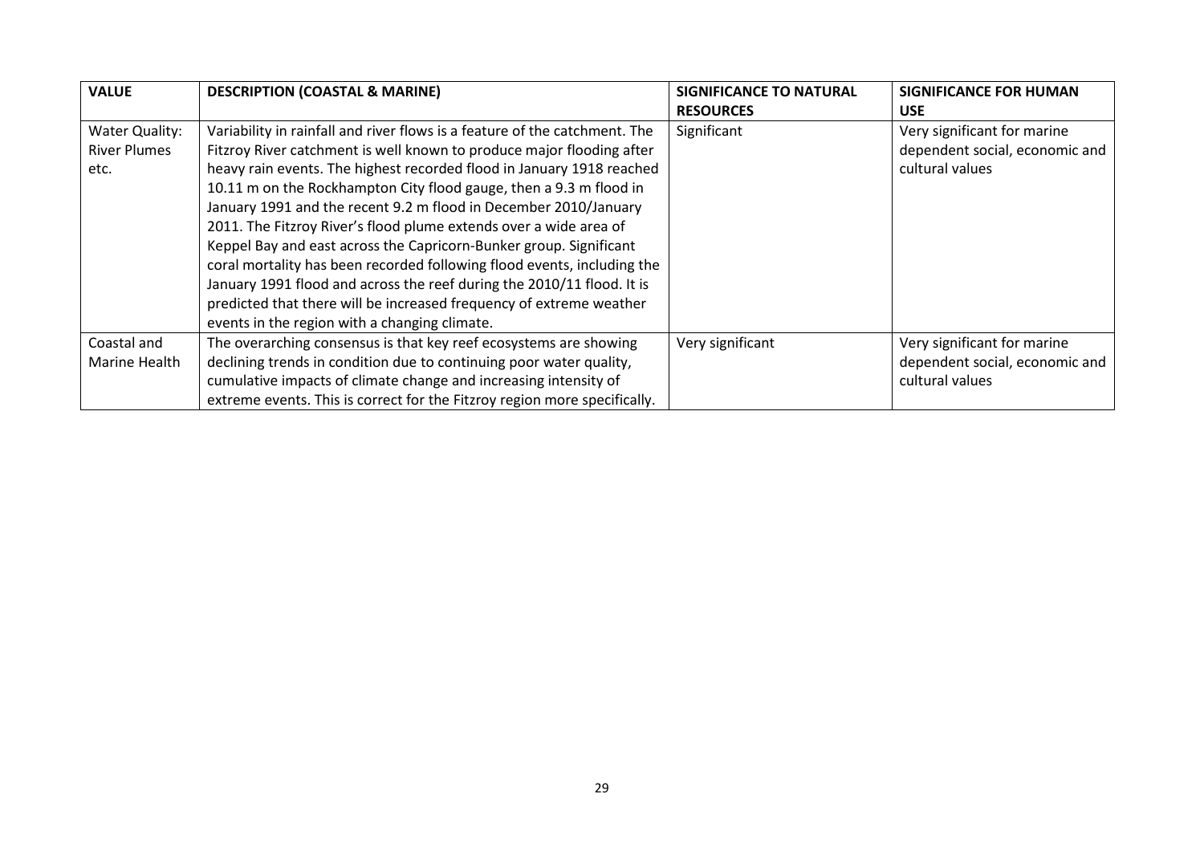| VALUE | DESCRIPTION (COASTAL & MARINE) | SIGNIFICANCE TO NATURAL RESOURCES | SIGNIFICANCE FOR HUMAN USE |
|---|---|---|---|
| Water Quality: River Plumes etc. | Variability in rainfall and river flows is a feature of the catchment. The Fitzroy River catchment is well known to produce major flooding after heavy rain events. The highest recorded flood in January 1918 reached 10.11 m on the Rockhampton City flood gauge, then a 9.3 m flood in January 1991 and the recent 9.2 m flood in December 2010/January 2011. The Fitzroy River's flood plume extends over a wide area of Keppel Bay and east across the Capricorn-Bunker group. Significant coral mortality has been recorded following flood events, including the January 1991 flood and across the reef during the 2010/11 flood. It is predicted that there will be increased frequency of extreme weather events in the region with a changing climate. | Significant | Very significant for marine dependent social, economic and cultural values |
| Coastal and Marine Health | The overarching consensus is that key reef ecosystems are showing declining trends in condition due to continuing poor water quality, cumulative impacts of climate change and increasing intensity of extreme events. This is correct for the Fitzroy region more specifically. | Very significant | Very significant for marine dependent social, economic and cultural values |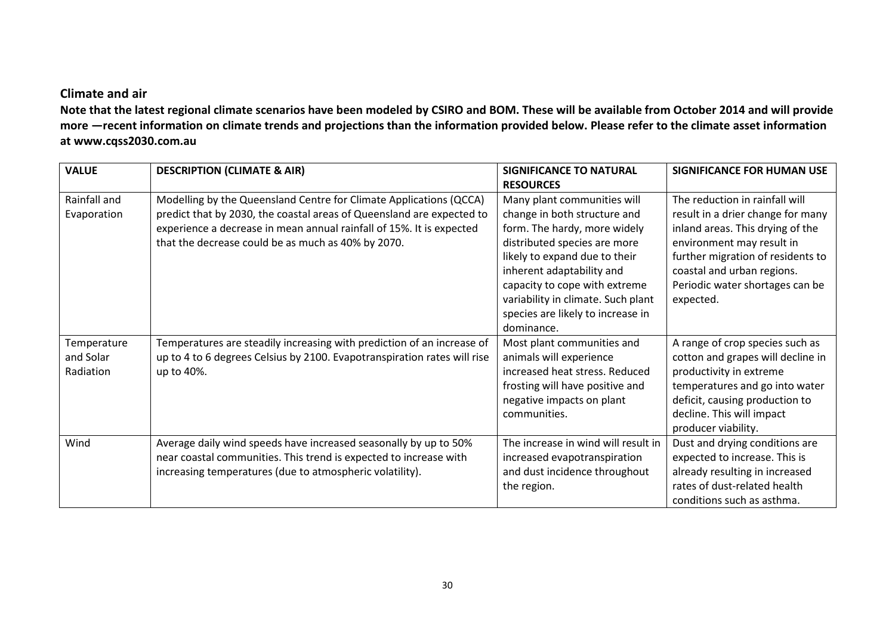## Climate and air

**Note that the latest regional climate scenarios have been modeled by CSIRO and BOM. These will be available from October 2014 and will provide more —recent information on climate trends and projections than the information provided below. Please refer to the climate asset information at www.cqss2030.com.au**

| VALUE | DESCRIPTION (CLIMATE & AIR) | SIGNIFICANCE TO NATURAL RESOURCES | SIGNIFICANCE FOR HUMAN USE |
|---|---|---|---|
| Rainfall and Evaporation | Modelling by the Queensland Centre for Climate Applications (QCCA) predict that by 2030, the coastal areas of Queensland are expected to experience a decrease in mean annual rainfall of 15%. It is expected that the decrease could be as much as 40% by 2070. | Many plant communities will change in both structure and form. The hardy, more widely distributed species are more likely to expand due to their inherent adaptability and capacity to cope with extreme variability in climate. Such plant species are likely to increase in dominance. | The reduction in rainfall will result in a drier change for many inland areas. This drying of the environment may result in further migration of residents to coastal and urban regions. Periodic water shortages can be expected. |
| Temperature and Solar Radiation | Temperatures are steadily increasing with prediction of an increase of up to 4 to 6 degrees Celsius by 2100. Evapotranspiration rates will rise up to 40%. | Most plant communities and animals will experience increased heat stress. Reduced frosting will have positive and negative impacts on plant communities. | A range of crop species such as cotton and grapes will decline in productivity in extreme temperatures and go into water deficit, causing production to decline. This will impact producer viability. |
| Wind | Average daily wind speeds have increased seasonally by up to 50% near coastal communities. This trend is expected to increase with increasing temperatures (due to atmospheric volatility). | The increase in wind will result in increased evapotranspiration and dust incidence throughout the region. | Dust and drying conditions are expected to increase. This is already resulting in increased rates of dust-related health conditions such as asthma. |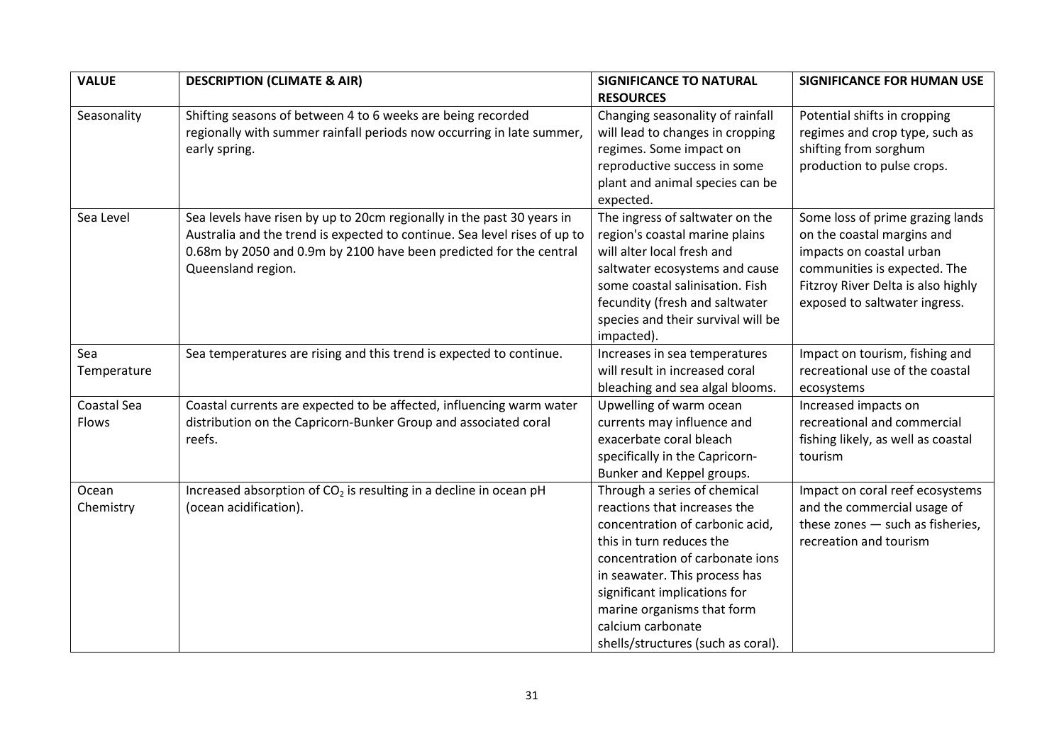| VALUE | DESCRIPTION (CLIMATE & AIR) | SIGNIFICANCE TO NATURAL RESOURCES | SIGNIFICANCE FOR HUMAN USE |
|---|---|---|---|
| Seasonality | Shifting seasons of between 4 to 6 weeks are being recorded regionally with summer rainfall periods now occurring in late summer, early spring. | Changing seasonality of rainfall will lead to changes in cropping regimes. Some impact on reproductive success in some plant and animal species can be expected. | Potential shifts in cropping regimes and crop type, such as shifting from sorghum production to pulse crops. |
| Sea Level | Sea levels have risen by up to 20cm regionally in the past 30 years in Australia and the trend is expected to continue. Sea level rises of up to 0.68m by 2050 and 0.9m by 2100 have been predicted for the central Queensland region. | The ingress of saltwater on the region's coastal marine plains will alter local fresh and saltwater ecosystems and cause some coastal salinisation. Fish fecundity (fresh and saltwater species and their survival will be impacted). | Some loss of prime grazing lands on the coastal margins and impacts on coastal urban communities is expected. The Fitzroy River Delta is also highly exposed to saltwater ingress. |
| Sea Temperature | Sea temperatures are rising and this trend is expected to continue. | Increases in sea temperatures will result in increased coral bleaching and sea algal blooms. | Impact on tourism, fishing and recreational use of the coastal ecosystems |
| Coastal Sea Flows | Coastal currents are expected to be affected, influencing warm water distribution on the Capricorn-Bunker Group and associated coral reefs. | Upwelling of warm ocean currents may influence and exacerbate coral bleach specifically in the Capricorn-Bunker and Keppel groups. | Increased impacts on recreational and commercial fishing likely, as well as coastal tourism |
| Ocean Chemistry | Increased absorption of $CO_2$ is resulting in a decline in ocean pH (ocean acidification). | Through a series of chemical reactions that increases the concentration of carbonic acid, this in turn reduces the concentration of carbonate ions in seawater. This process has significant implications for marine organisms that form calcium carbonate shells/structures (such as coral). | Impact on coral reef ecosystems and the commercial usage of these zones — such as fisheries, recreation and tourism |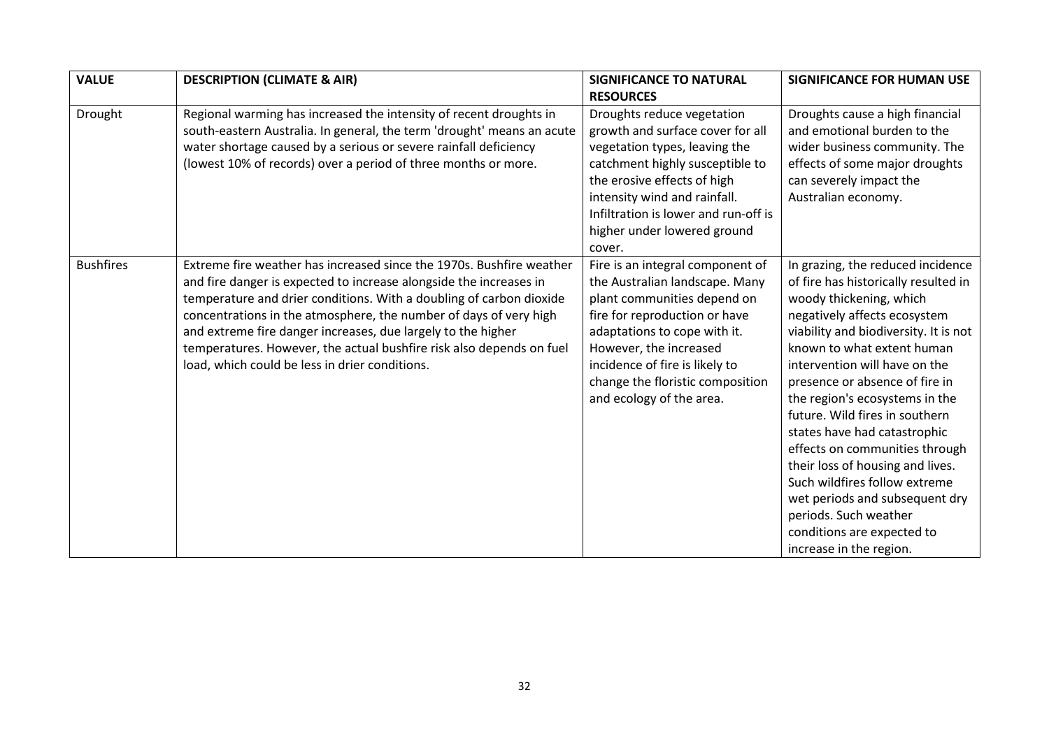| VALUE | DESCRIPTION (CLIMATE & AIR) | SIGNIFICANCE TO NATURAL RESOURCES | SIGNIFICANCE FOR HUMAN USE |
|---|---|---|---|
| Drought | Regional warming has increased the intensity of recent droughts in south-eastern Australia. In general, the term 'drought' means an acute water shortage caused by a serious or severe rainfall deficiency (lowest 10% of records) over a period of three months or more. | Droughts reduce vegetation growth and surface cover for all vegetation types, leaving the catchment highly susceptible to the erosive effects of high intensity wind and rainfall. Infiltration is lower and run-off is higher under lowered ground cover. | Droughts cause a high financial and emotional burden to the wider business community. The effects of some major droughts can severely impact the Australian economy. |
| Bushfires | Extreme fire weather has increased since the 1970s. Bushfire weather and fire danger is expected to increase alongside the increases in temperature and drier conditions. With a doubling of carbon dioxide concentrations in the atmosphere, the number of days of very high and extreme fire danger increases, due largely to the higher temperatures. However, the actual bushfire risk also depends on fuel load, which could be less in drier conditions. | Fire is an integral component of the Australian landscape. Many plant communities depend on fire for reproduction or have adaptations to cope with it. However, the increased incidence of fire is likely to change the floristic composition and ecology of the area. | In grazing, the reduced incidence of fire has historically resulted in woody thickening, which negatively affects ecosystem viability and biodiversity. It is not known to what extent human intervention will have on the presence or absence of fire in the region's ecosystems in the future. Wild fires in southern states have had catastrophic effects on communities through their loss of housing and lives. Such wildfires follow extreme wet periods and subsequent dry periods. Such weather conditions are expected to increase in the region. |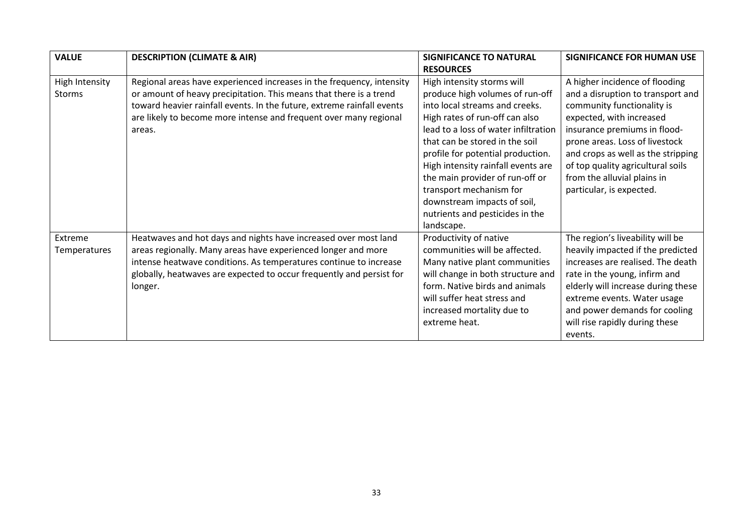| VALUE | DESCRIPTION (CLIMATE & AIR) | SIGNIFICANCE TO NATURAL RESOURCES | SIGNIFICANCE FOR HUMAN USE |
|---|---|---|---|
| High Intensity Storms | Regional areas have experienced increases in the frequency, intensity or amount of heavy precipitation. This means that there is a trend toward heavier rainfall events. In the future, extreme rainfall events are likely to become more intense and frequent over many regional areas. | High intensity storms will produce high volumes of run-off into local streams and creeks. High rates of run-off can also lead to a loss of water infiltration that can be stored in the soil profile for potential production. High intensity rainfall events are the main provider of run-off or transport mechanism for downstream impacts of soil, nutrients and pesticides in the landscape. | A higher incidence of flooding and a disruption to transport and community functionality is expected, with increased insurance premiums in flood-prone areas. Loss of livestock and crops as well as the stripping of top quality agricultural soils from the alluvial plains in particular, is expected. |
| Extreme Temperatures | Heatwaves and hot days and nights have increased over most land areas regionally. Many areas have experienced longer and more intense heatwave conditions. As temperatures continue to increase globally, heatwaves are expected to occur frequently and persist for longer. | Productivity of native communities will be affected. Many native plant communities will change in both structure and form. Native birds and animals will suffer heat stress and increased mortality due to extreme heat. | The region's liveability will be heavily impacted if the predicted increases are realised. The death rate in the young, infirm and elderly will increase during these extreme events. Water usage and power demands for cooling will rise rapidly during these events. |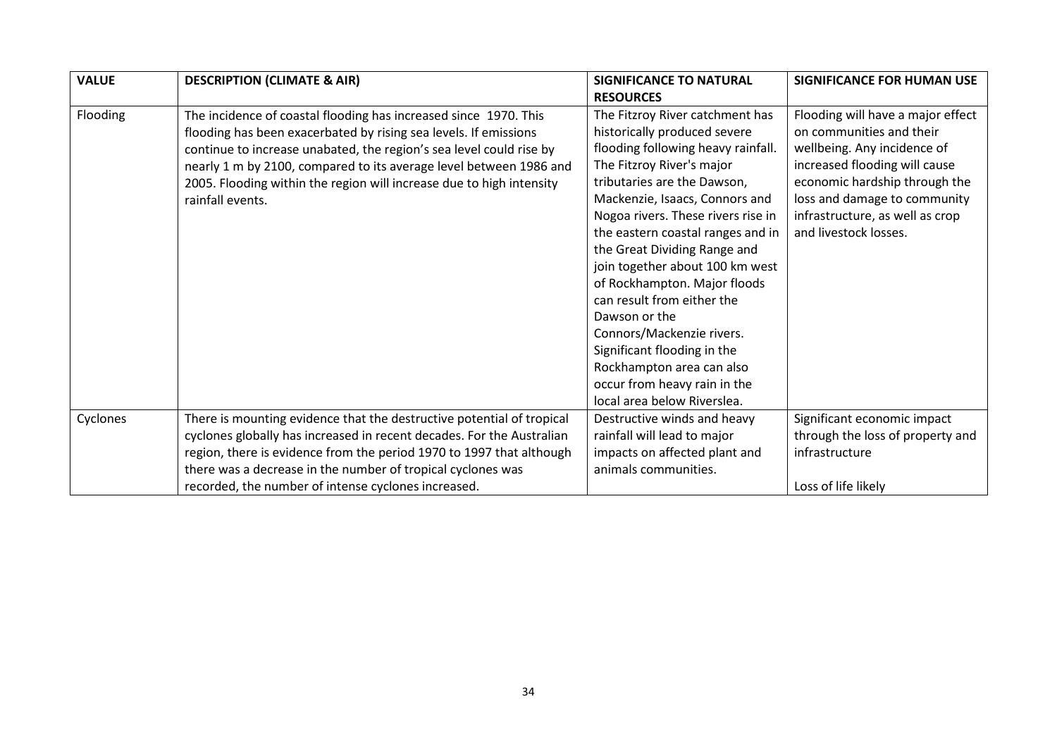| VALUE | DESCRIPTION (CLIMATE & AIR) | SIGNIFICANCE TO NATURAL RESOURCES | SIGNIFICANCE FOR HUMAN USE |
|---|---|---|---|
| Flooding | The incidence of coastal flooding has increased since 1970. This flooding has been exacerbated by rising sea levels. If emissions continue to increase unabated, the region's sea level could rise by nearly 1 m by 2100, compared to its average level between 1986 and 2005. Flooding within the region will increase due to high intensity rainfall events. | The Fitzroy River catchment has historically produced severe flooding following heavy rainfall. The Fitzroy River's major tributaries are the Dawson, Mackenzie, Isaacs, Connors and Nogoa rivers. These rivers rise in the eastern coastal ranges and in the Great Dividing Range and join together about 100 km west of Rockhampton. Major floods can result from either the Dawson or the Connors/Mackenzie rivers. Significant flooding in the Rockhampton area can also occur from heavy rain in the local area below Riverslea. | Flooding will have a major effect on communities and their wellbeing. Any incidence of increased flooding will cause economic hardship through the loss and damage to community infrastructure, as well as crop and livestock losses. |
| Cyclones | There is mounting evidence that the destructive potential of tropical cyclones globally has increased in recent decades. For the Australian region, there is evidence from the period 1970 to 1997 that although there was a decrease in the number of tropical cyclones was recorded, the number of intense cyclones increased. | Destructive winds and heavy rainfall will lead to major impacts on affected plant and animals communities. | Significant economic impact through the loss of property and infrastructure<br><br>Loss of life likely |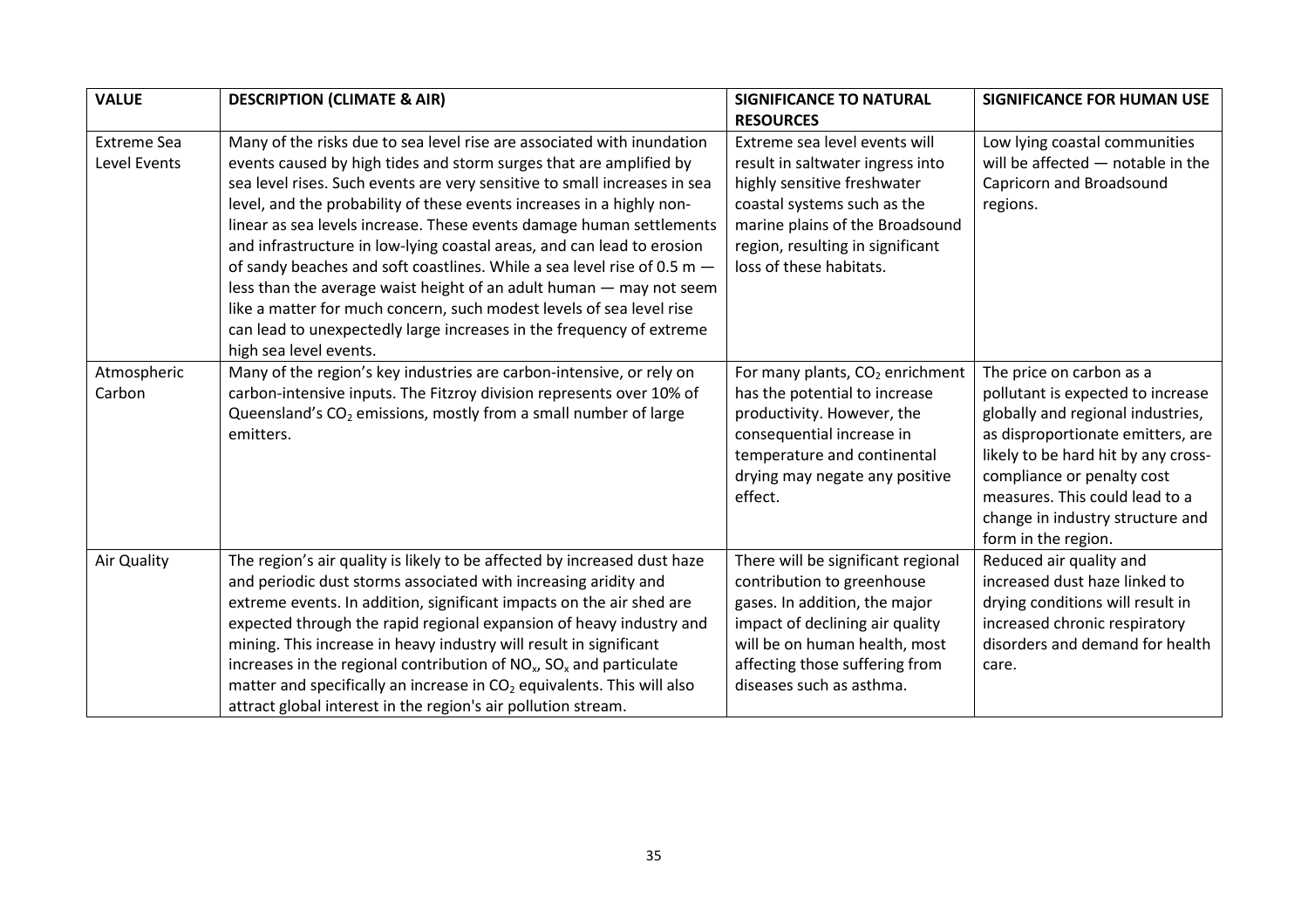| VALUE | DESCRIPTION (CLIMATE & AIR) | SIGNIFICANCE TO NATURAL RESOURCES | SIGNIFICANCE FOR HUMAN USE |
|---|---|---|---|
| Extreme Sea Level Events | Many of the risks due to sea level rise are associated with inundation events caused by high tides and storm surges that are amplified by sea level rises. Such events are very sensitive to small increases in sea level, and the probability of these events increases in a highly non-linear as sea levels increase. These events damage human settlements and infrastructure in low-lying coastal areas, and can lead to erosion of sandy beaches and soft coastlines. While a sea level rise of 0.5 m — less than the average waist height of an adult human — may not seem like a matter for much concern, such modest levels of sea level rise can lead to unexpectedly large increases in the frequency of extreme high sea level events. | Extreme sea level events will result in saltwater ingress into highly sensitive freshwater coastal systems such as the marine plains of the Broadsound region, resulting in significant loss of these habitats. | Low lying coastal communities will be affected — notable in the Capricorn and Broadsound regions. |
| Atmospheric Carbon | Many of the region's key industries are carbon-intensive, or rely on carbon-intensive inputs. The Fitzroy division represents over 10% of Queensland's $CO_2$ emissions, mostly from a small number of large emitters. | For many plants, $CO_2$ enrichment has the potential to increase productivity. However, the consequential increase in temperature and continental drying may negate any positive effect. | The price on carbon as a pollutant is expected to increase globally and regional industries, as disproportionate emitters, are likely to be hard hit by any cross-compliance or penalty cost measures. This could lead to a change in industry structure and form in the region. |
| Air Quality | The region's air quality is likely to be affected by increased dust haze and periodic dust storms associated with increasing aridity and extreme events. In addition, significant impacts on the air shed are expected through the rapid regional expansion of heavy industry and mining. This increase in heavy industry will result in significant increases in the regional contribution of $NO_x$, $SO_x$ and particulate matter and specifically an increase in $CO_2$ equivalents. This will also attract global interest in the region's air pollution stream. | There will be significant regional contribution to greenhouse gases. In addition, the major impact of declining air quality will be on human health, most affecting those suffering from diseases such as asthma. | Reduced air quality and increased dust haze linked to drying conditions will result in increased chronic respiratory disorders and demand for health care. |